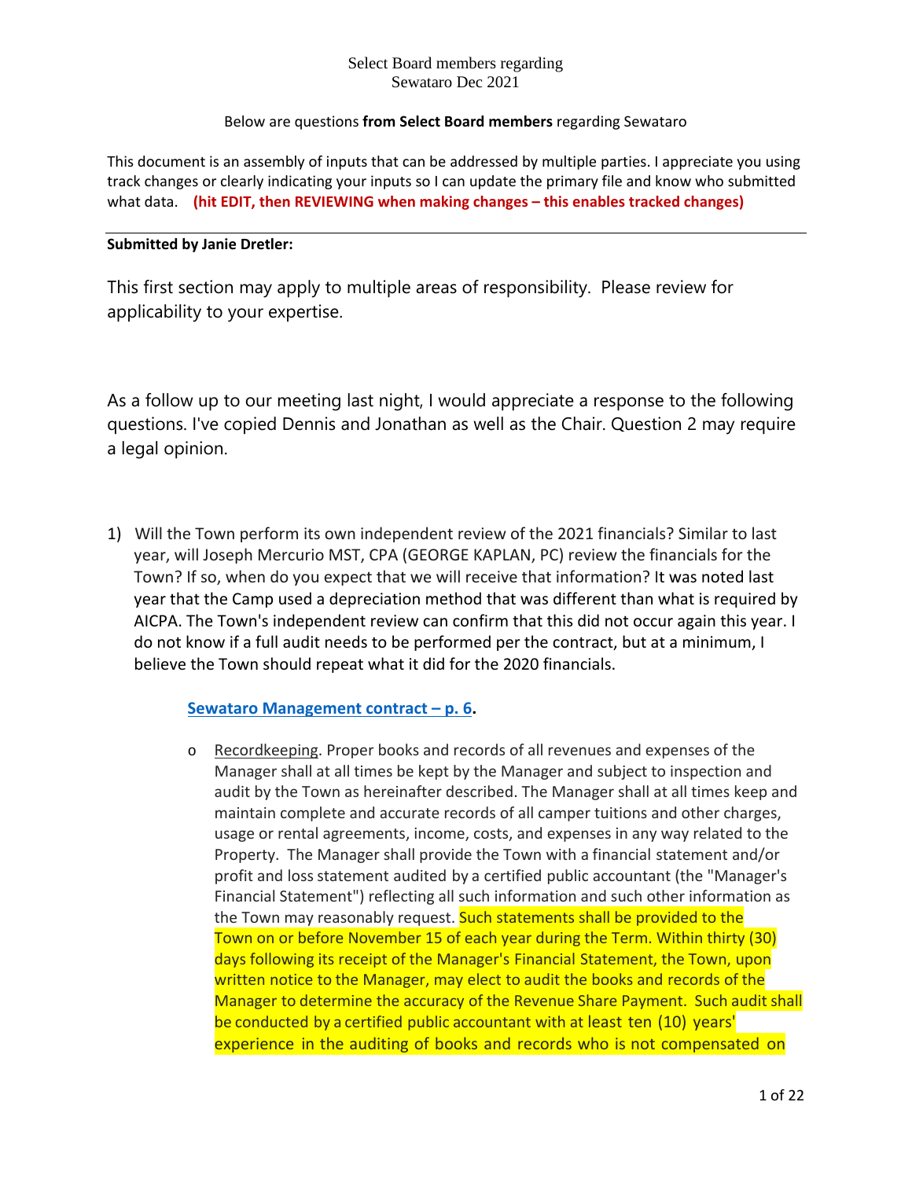Select Board members regarding
Sewataro Dec 2021

Below are questions **from Select Board members** regarding Sewataro

This document is an assembly of inputs that can be addressed by multiple parties. I appreciate you using track changes or clearly indicating your inputs so I can update the primary file and know who submitted what data. **(hit EDIT, then REVIEWING when making changes – this enables tracked changes)**

---

**Submitted by Janie Dretler:**

This first section may apply to multiple areas of responsibility. Please review for applicability to your expertise.

As a follow up to our meeting last night, I would appreciate a response to the following questions. I've copied Dennis and Jonathan as well as the Chair. Question 2 may require a legal opinion.

1) Will the Town perform its own independent review of the 2021 financials? Similar to last year, will Joseph Mercurio MST, CPA (GEORGE KAPLAN, PC) review the financials for the Town? If so, when do you expect that we will receive that information? It was noted last year that the Camp used a depreciation method that was different than what is required by AICPA. The Town's independent review can confirm that this did not occur again this year. I do not know if a full audit needs to be performed per the contract, but at a minimum, I believe the Town should repeat what it did for the 2020 financials.

   **Sewataro Management contract – p. 6.**

   - Recordkeeping. Proper books and records of all revenues and expenses of the Manager shall at all times be kept by the Manager and subject to inspection and audit by the Town as hereinafter described. The Manager shall at all times keep and maintain complete and accurate records of all camper tuitions and other charges, usage or rental agreements, income, costs, and expenses in any way related to the Property. The Manager shall provide the Town with a financial statement and/or profit and loss statement audited by a certified public accountant (the "Manager's Financial Statement") reflecting all such information and such other information as the Town may reasonably request. Such statements shall be provided to the Town on or before November 15 of each year during the Term. Within thirty (30) days following its receipt of the Manager's Financial Statement, the Town, upon written notice to the Manager, may elect to audit the books and records of the Manager to determine the accuracy of the Revenue Share Payment. Such audit shall be conducted by a certified public accountant with at least ten (10) years' experience in the auditing of books and records who is not compensated on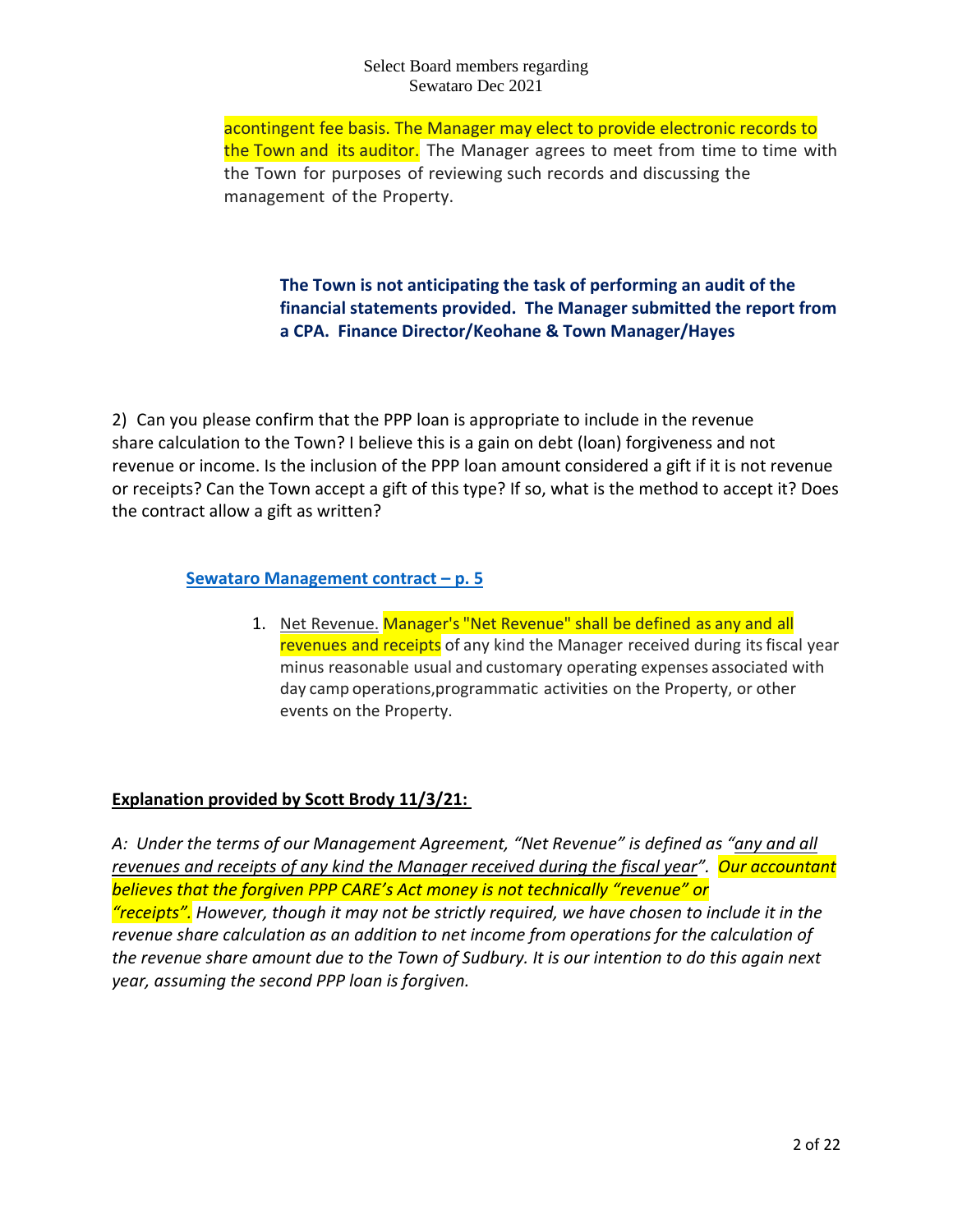acontingent fee basis. The Manager may elect to provide electronic records to the Town and its auditor. The Manager agrees to meet from time to time with the Town for purposes of reviewing such records and discussing the management of the Property.

**The Town is not anticipating the task of performing an audit of the financial statements provided. The Manager submitted the report from a CPA. Finance Director/Keohane & Town Manager/Hayes**

2) Can you please confirm that the PPP loan is appropriate to include in the revenue share calculation to the Town? I believe this is a gain on debt (loan) forgiveness and not revenue or income. Is the inclusion of the PPP loan amount considered a gift if it is not revenue or receipts? Can the Town accept a gift of this type? If so, what is the method to accept it? Does the contract allow a gift as written?

**Sewataro Management contract – p. 5**

1. Net Revenue. Manager's "Net Revenue" shall be defined as any and all revenues and receipts of any kind the Manager received during its fiscal year minus reasonable usual and customary operating expenses associated with day camp operations,programmatic activities on the Property, or other events on the Property.

**Explanation provided by Scott Brody 11/3/21:**

*A: Under the terms of our Management Agreement, "Net Revenue" is defined as "any and all revenues and receipts of any kind the Manager received during the fiscal year". Our accountant believes that the forgiven PPP CARE's Act money is not technically "revenue" or "receipts". However, though it may not be strictly required, we have chosen to include it in the revenue share calculation as an addition to net income from operations for the calculation of the revenue share amount due to the Town of Sudbury. It is our intention to do this again next year, assuming the second PPP loan is forgiven.*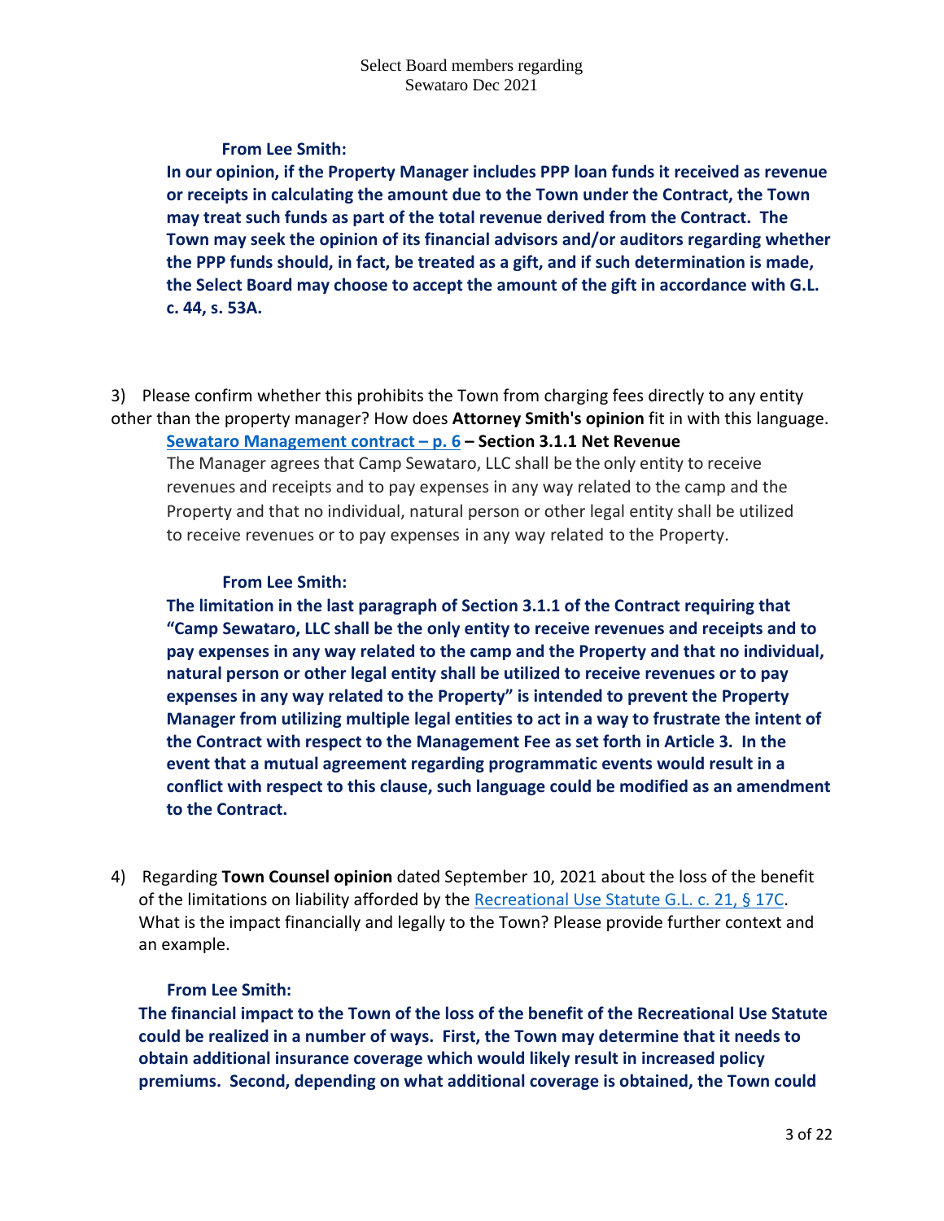**From Lee Smith:**

**In our opinion, if the Property Manager includes PPP loan funds it received as revenue or receipts in calculating the amount due to the Town under the Contract, the Town may treat such funds as part of the total revenue derived from the Contract. The Town may seek the opinion of its financial advisors and/or auditors regarding whether the PPP funds should, in fact, be treated as a gift, and if such determination is made, the Select Board may choose to accept the amount of the gift in accordance with G.L. c. 44, s. 53A.**

3) Please confirm whether this prohibits the Town from charging fees directly to any entity other than the property manager? How does **Attorney Smith's opinion** fit in with this language.

**Sewataro Management contract – p. 6 – Section 3.1.1 Net Revenue**

The Manager agrees that Camp Sewataro, LLC shall be the only entity to receive revenues and receipts and to pay expenses in any way related to the camp and the Property and that no individual, natural person or other legal entity shall be utilized to receive revenues or to pay expenses in any way related to the Property.

**From Lee Smith:**

**The limitation in the last paragraph of Section 3.1.1 of the Contract requiring that "Camp Sewataro, LLC shall be the only entity to receive revenues and receipts and to pay expenses in any way related to the camp and the Property and that no individual, natural person or other legal entity shall be utilized to receive revenues or to pay expenses in any way related to the Property" is intended to prevent the Property Manager from utilizing multiple legal entities to act in a way to frustrate the intent of the Contract with respect to the Management Fee as set forth in Article 3. In the event that a mutual agreement regarding programmatic events would result in a conflict with respect to this clause, such language could be modified as an amendment to the Contract.**

4) Regarding **Town Counsel opinion** dated September 10, 2021 about the loss of the benefit of the limitations on liability afforded by the Recreational Use Statute G.L. c. 21, § 17C. What is the impact financially and legally to the Town? Please provide further context and an example.

**From Lee Smith:**

**The financial impact to the Town of the loss of the benefit of the Recreational Use Statute could be realized in a number of ways. First, the Town may determine that it needs to obtain additional insurance coverage which would likely result in increased policy premiums. Second, depending on what additional coverage is obtained, the Town could**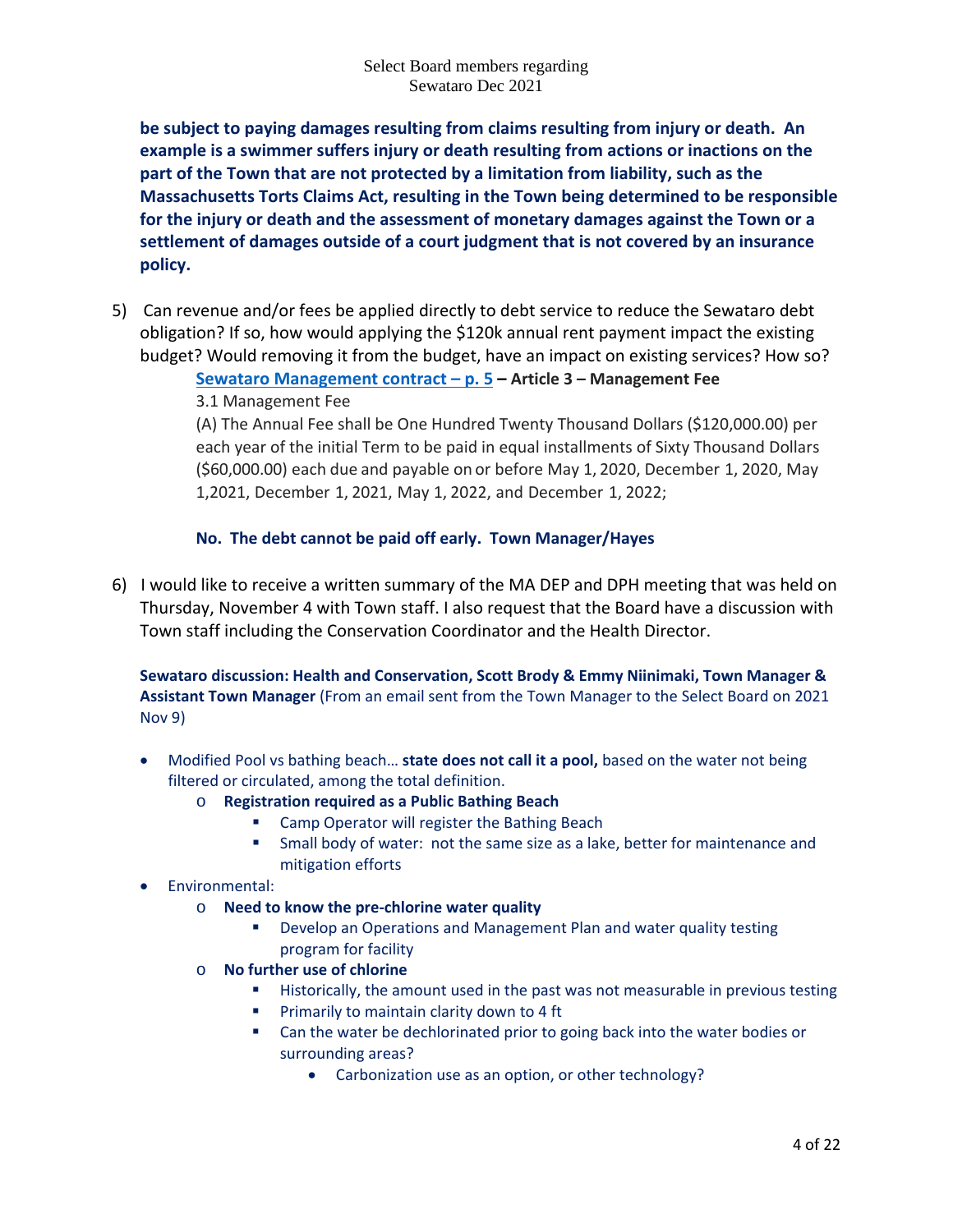**be subject to paying damages resulting from claims resulting from injury or death. An example is a swimmer suffers injury or death resulting from actions or inactions on the part of the Town that are not protected by a limitation from liability, such as the Massachusetts Torts Claims Act, resulting in the Town being determined to be responsible for the injury or death and the assessment of monetary damages against the Town or a settlement of damages outside of a court judgment that is not covered by an insurance policy.**

5) Can revenue and/or fees be applied directly to debt service to reduce the Sewataro debt obligation? If so, how would applying the $120k annual rent payment impact the existing budget? Would removing it from the budget, have an impact on existing services? How so?

   **Sewataro Management contract – p. 5 – Article 3 – Management Fee**

   3.1 Management Fee

   (A) The Annual Fee shall be One Hundred Twenty Thousand Dollars ($120,000.00) per each year of the initial Term to be paid in equal installments of Sixty Thousand Dollars ($60,000.00) each due and payable on or before May 1, 2020, December 1, 2020, May 1,2021, December 1, 2021, May 1, 2022, and December 1, 2022;

   **No. The debt cannot be paid off early. Town Manager/Hayes**

6) I would like to receive a written summary of the MA DEP and DPH meeting that was held on Thursday, November 4 with Town staff. I also request that the Board have a discussion with Town staff including the Conservation Coordinator and the Health Director.

**Sewataro discussion: Health and Conservation, Scott Brody & Emmy Niinimaki, Town Manager & Assistant Town Manager** (From an email sent from the Town Manager to the Select Board on 2021 Nov 9)

- Modified Pool vs bathing beach… **state does not call it a pool,** based on the water not being filtered or circulated, among the total definition.
  - **Registration required as a Public Bathing Beach**
    - Camp Operator will register the Bathing Beach
    - Small body of water: not the same size as a lake, better for maintenance and mitigation efforts
- Environmental:
  - **Need to know the pre-chlorine water quality**
    - Develop an Operations and Management Plan and water quality testing program for facility
  - **No further use of chlorine**
    - Historically, the amount used in the past was not measurable in previous testing
    - Primarily to maintain clarity down to 4 ft
    - Can the water be dechlorinated prior to going back into the water bodies or surrounding areas?
      - Carbonization use as an option, or other technology?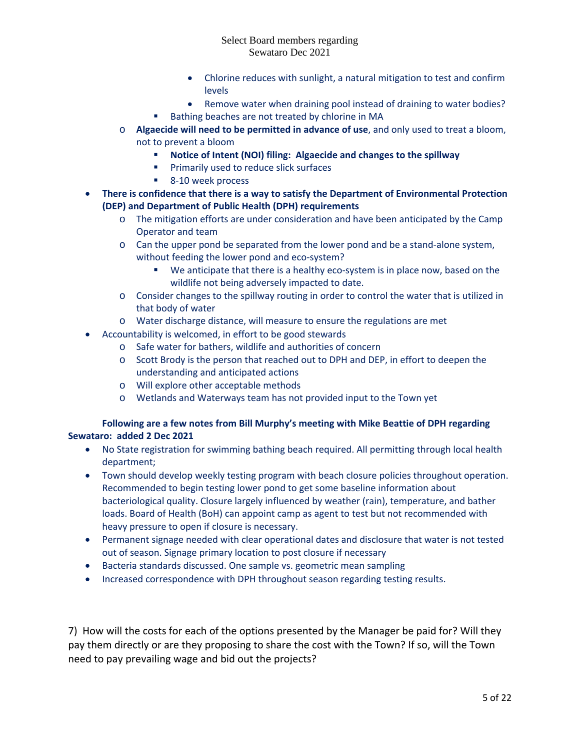- Chlorine reduces with sunlight, a natural mitigation to test and confirm levels
      - Remove water when draining pool instead of draining to water bodies?
    - Bathing beaches are not treated by chlorine in MA
  - **Algaecide will need to be permitted in advance of use**, and only used to treat a bloom, not to prevent a bloom
    - **Notice of Intent (NOI) filing: Algaecide and changes to the spillway**
    - Primarily used to reduce slick surfaces
    - 8-10 week process
- **There is confidence that there is a way to satisfy the Department of Environmental Protection (DEP) and Department of Public Health (DPH) requirements**
  - The mitigation efforts are under consideration and have been anticipated by the Camp Operator and team
  - Can the upper pond be separated from the lower pond and be a stand-alone system, without feeding the lower pond and eco-system?
    - We anticipate that there is a healthy eco-system is in place now, based on the wildlife not being adversely impacted to date.
  - Consider changes to the spillway routing in order to control the water that is utilized in that body of water
  - Water discharge distance, will measure to ensure the regulations are met
- Accountability is welcomed, in effort to be good stewards
  - Safe water for bathers, wildlife and authorities of concern
  - Scott Brody is the person that reached out to DPH and DEP, in effort to deepen the understanding and anticipated actions
  - Will explore other acceptable methods
  - Wetlands and Waterways team has not provided input to the Town yet

**Following are a few notes from Bill Murphy's meeting with Mike Beattie of DPH regarding Sewataro: added 2 Dec 2021**

- No State registration for swimming bathing beach required. All permitting through local health department;
- Town should develop weekly testing program with beach closure policies throughout operation. Recommended to begin testing lower pond to get some baseline information about bacteriological quality. Closure largely influenced by weather (rain), temperature, and bather loads. Board of Health (BoH) can appoint camp as agent to test but not recommended with heavy pressure to open if closure is necessary.
- Permanent signage needed with clear operational dates and disclosure that water is not tested out of season. Signage primary location to post closure if necessary
- Bacteria standards discussed. One sample vs. geometric mean sampling
- Increased correspondence with DPH throughout season regarding testing results.

7) How will the costs for each of the options presented by the Manager be paid for? Will they pay them directly or are they proposing to share the cost with the Town? If so, will the Town need to pay prevailing wage and bid out the projects?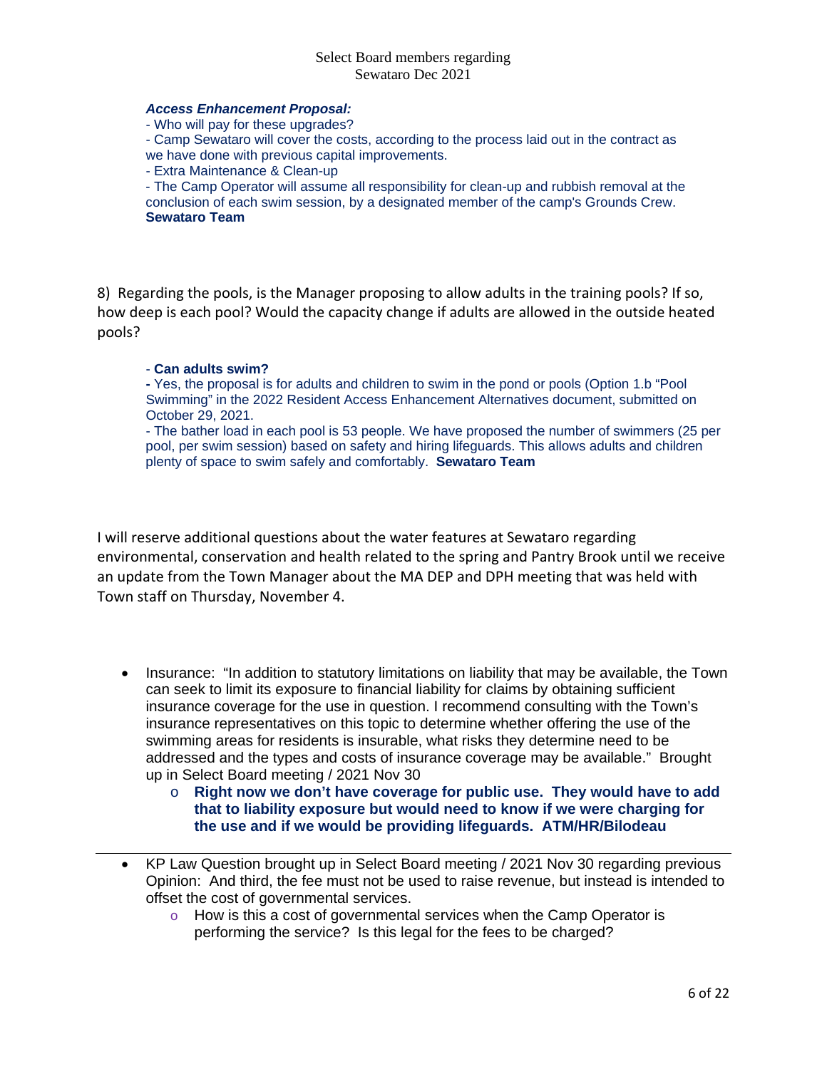***Access Enhancement Proposal:***

- Who will pay for these upgrades?
- Camp Sewataro will cover the costs, according to the process laid out in the contract as we have done with previous capital improvements.
- Extra Maintenance & Clean-up
- The Camp Operator will assume all responsibility for clean-up and rubbish removal at the conclusion of each swim session, by a designated member of the camp's Grounds Crew.

**Sewataro Team**

8) Regarding the pools, is the Manager proposing to allow adults in the training pools? If so, how deep is each pool? Would the capacity change if adults are allowed in the outside heated pools?

- **Can adults swim?**
- Yes, the proposal is for adults and children to swim in the pond or pools (Option 1.b "Pool Swimming" in the 2022 Resident Access Enhancement Alternatives document, submitted on October 29, 2021.
- The bather load in each pool is 53 people. We have proposed the number of swimmers (25 per pool, per swim session) based on safety and hiring lifeguards. This allows adults and children plenty of space to swim safely and comfortably. **Sewataro Team**

I will reserve additional questions about the water features at Sewataro regarding environmental, conservation and health related to the spring and Pantry Brook until we receive an update from the Town Manager about the MA DEP and DPH meeting that was held with Town staff on Thursday, November 4.

- Insurance: "In addition to statutory limitations on liability that may be available, the Town can seek to limit its exposure to financial liability for claims by obtaining sufficient insurance coverage for the use in question. I recommend consulting with the Town's insurance representatives on this topic to determine whether offering the use of the swimming areas for residents is insurable, what risks they determine need to be addressed and the types and costs of insurance coverage may be available." Brought up in Select Board meeting / 2021 Nov 30
    - **Right now we don't have coverage for public use. They would have to add that to liability exposure but would need to know if we were charging for the use and if we would be providing lifeguards. ATM/HR/Bilodeau**

---

- KP Law Question brought up in Select Board meeting / 2021 Nov 30 regarding previous Opinion: And third, the fee must not be used to raise revenue, but instead is intended to offset the cost of governmental services.
    - How is this a cost of governmental services when the Camp Operator is performing the service? Is this legal for the fees to be charged?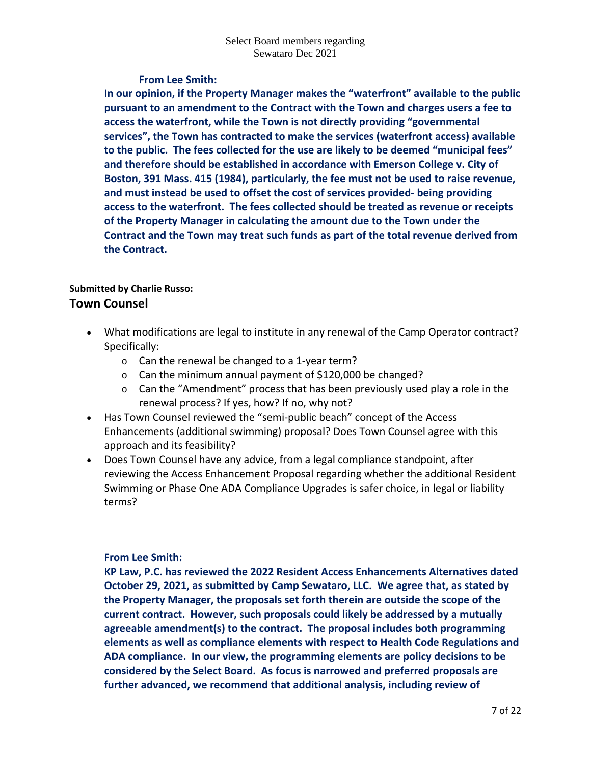**From Lee Smith:**

**In our opinion, if the Property Manager makes the "waterfront" available to the public pursuant to an amendment to the Contract with the Town and charges users a fee to access the waterfront, while the Town is not directly providing "governmental services", the Town has contracted to make the services (waterfront access) available to the public. The fees collected for the use are likely to be deemed "municipal fees" and therefore should be established in accordance with Emerson College v. City of Boston, 391 Mass. 415 (1984), particularly, the fee must not be used to raise revenue, and must instead be used to offset the cost of services provided- being providing access to the waterfront. The fees collected should be treated as revenue or receipts of the Property Manager in calculating the amount due to the Town under the Contract and the Town may treat such funds as part of the total revenue derived from the Contract.**

**Submitted by Charlie Russo:**

## Town Counsel

- What modifications are legal to institute in any renewal of the Camp Operator contract? Specifically:
  - Can the renewal be changed to a 1-year term?
  - Can the minimum annual payment of $120,000 be changed?
  - Can the "Amendment" process that has been previously used play a role in the renewal process? If yes, how? If no, why not?
- Has Town Counsel reviewed the "semi-public beach" concept of the Access Enhancements (additional swimming) proposal? Does Town Counsel agree with this approach and its feasibility?
- Does Town Counsel have any advice, from a legal compliance standpoint, after reviewing the Access Enhancement Proposal regarding whether the additional Resident Swimming or Phase One ADA Compliance Upgrades is safer choice, in legal or liability terms?

**From Lee Smith:**

**KP Law, P.C. has reviewed the 2022 Resident Access Enhancements Alternatives dated October 29, 2021, as submitted by Camp Sewataro, LLC. We agree that, as stated by the Property Manager, the proposals set forth therein are outside the scope of the current contract. However, such proposals could likely be addressed by a mutually agreeable amendment(s) to the contract. The proposal includes both programming elements as well as compliance elements with respect to Health Code Regulations and ADA compliance. In our view, the programming elements are policy decisions to be considered by the Select Board. As focus is narrowed and preferred proposals are further advanced, we recommend that additional analysis, including review of**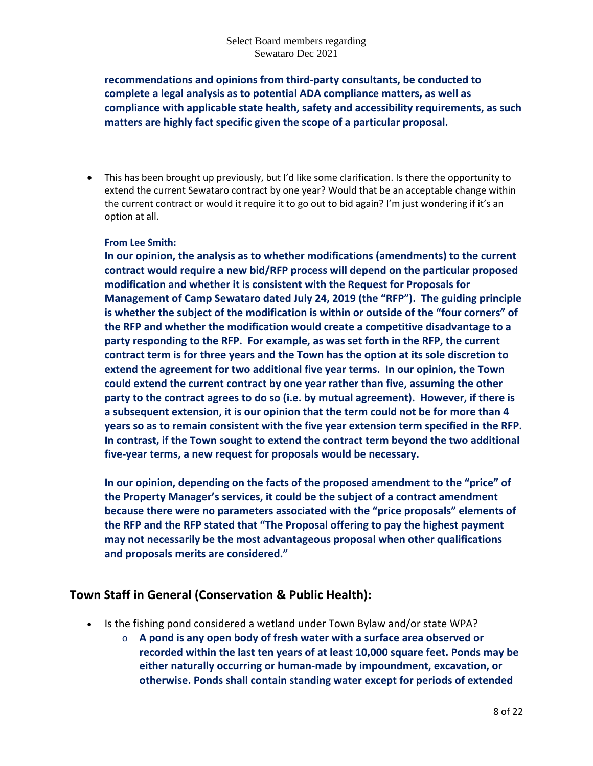**recommendations and opinions from third-party consultants, be conducted to complete a legal analysis as to potential ADA compliance matters, as well as compliance with applicable state health, safety and accessibility requirements, as such matters are highly fact specific given the scope of a particular proposal.**

- This has been brought up previously, but I'd like some clarification. Is there the opportunity to extend the current Sewataro contract by one year? Would that be an acceptable change within the current contract or would it require it to go out to bid again? I'm just wondering if it's an option at all.

  **From Lee Smith:**

  **In our opinion, the analysis as to whether modifications (amendments) to the current contract would require a new bid/RFP process will depend on the particular proposed modification and whether it is consistent with the Request for Proposals for Management of Camp Sewataro dated July 24, 2019 (the "RFP"). The guiding principle is whether the subject of the modification is within or outside of the "four corners" of the RFP and whether the modification would create a competitive disadvantage to a party responding to the RFP. For example, as was set forth in the RFP, the current contract term is for three years and the Town has the option at its sole discretion to extend the agreement for two additional five year terms. In our opinion, the Town could extend the current contract by one year rather than five, assuming the other party to the contract agrees to do so (i.e. by mutual agreement). However, if there is a subsequent extension, it is our opinion that the term could not be for more than 4 years so as to remain consistent with the five year extension term specified in the RFP. In contrast, if the Town sought to extend the contract term beyond the two additional five-year terms, a new request for proposals would be necessary.**

  **In our opinion, depending on the facts of the proposed amendment to the "price" of the Property Manager's services, it could be the subject of a contract amendment because there were no parameters associated with the "price proposals" elements of the RFP and the RFP stated that "The Proposal offering to pay the highest payment may not necessarily be the most advantageous proposal when other qualifications and proposals merits are considered."**

## Town Staff in General (Conservation & Public Health):

- Is the fishing pond considered a wetland under Town Bylaw and/or state WPA?
  - **A pond is any open body of fresh water with a surface area observed or recorded within the last ten years of at least 10,000 square feet. Ponds may be either naturally occurring or human-made by impoundment, excavation, or otherwise. Ponds shall contain standing water except for periods of extended**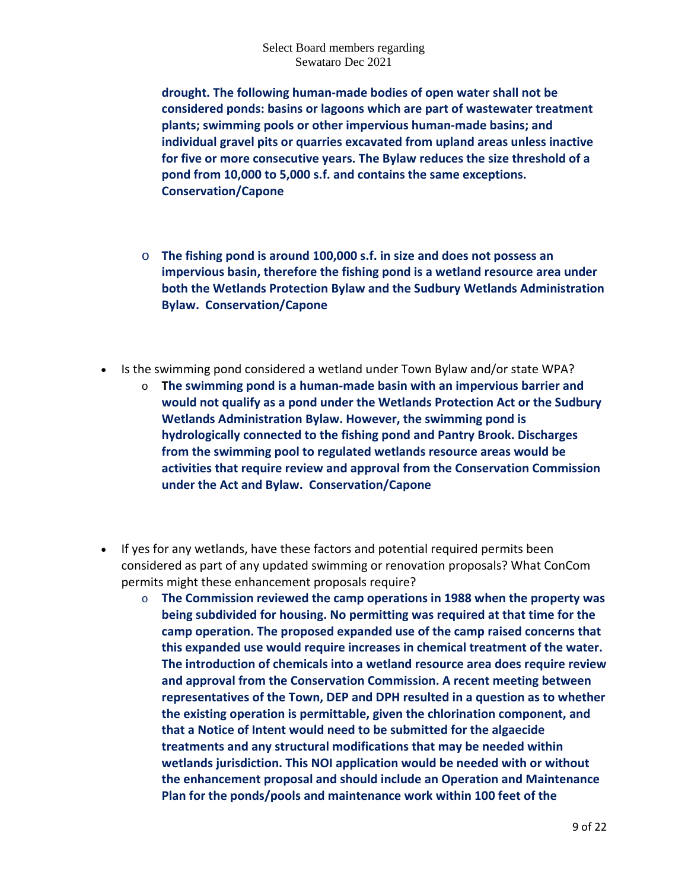**drought. The following human-made bodies of open water shall not be considered ponds: basins or lagoons which are part of wastewater treatment plants; swimming pools or other impervious human-made basins; and individual gravel pits or quarries excavated from upland areas unless inactive for five or more consecutive years. The Bylaw reduces the size threshold of a pond from 10,000 to 5,000 s.f. and contains the same exceptions. Conservation/Capone**

- **The fishing pond is around 100,000 s.f. in size and does not possess an impervious basin, therefore the fishing pond is a wetland resource area under both the Wetlands Protection Bylaw and the Sudbury Wetlands Administration Bylaw. Conservation/Capone**

- Is the swimming pond considered a wetland under Town Bylaw and/or state WPA?
  - **The swimming pond is a human-made basin with an impervious barrier and would not qualify as a pond under the Wetlands Protection Act or the Sudbury Wetlands Administration Bylaw. However, the swimming pond is hydrologically connected to the fishing pond and Pantry Brook. Discharges from the swimming pool to regulated wetlands resource areas would be activities that require review and approval from the Conservation Commission under the Act and Bylaw. Conservation/Capone**

- If yes for any wetlands, have these factors and potential required permits been considered as part of any updated swimming or renovation proposals? What ConCom permits might these enhancement proposals require?
  - **The Commission reviewed the camp operations in 1988 when the property was being subdivided for housing. No permitting was required at that time for the camp operation. The proposed expanded use of the camp raised concerns that this expanded use would require increases in chemical treatment of the water. The introduction of chemicals into a wetland resource area does require review and approval from the Conservation Commission. A recent meeting between representatives of the Town, DEP and DPH resulted in a question as to whether the existing operation is permittable, given the chlorination component, and that a Notice of Intent would need to be submitted for the algaecide treatments and any structural modifications that may be needed within wetlands jurisdiction. This NOI application would be needed with or without the enhancement proposal and should include an Operation and Maintenance Plan for the ponds/pools and maintenance work within 100 feet of the**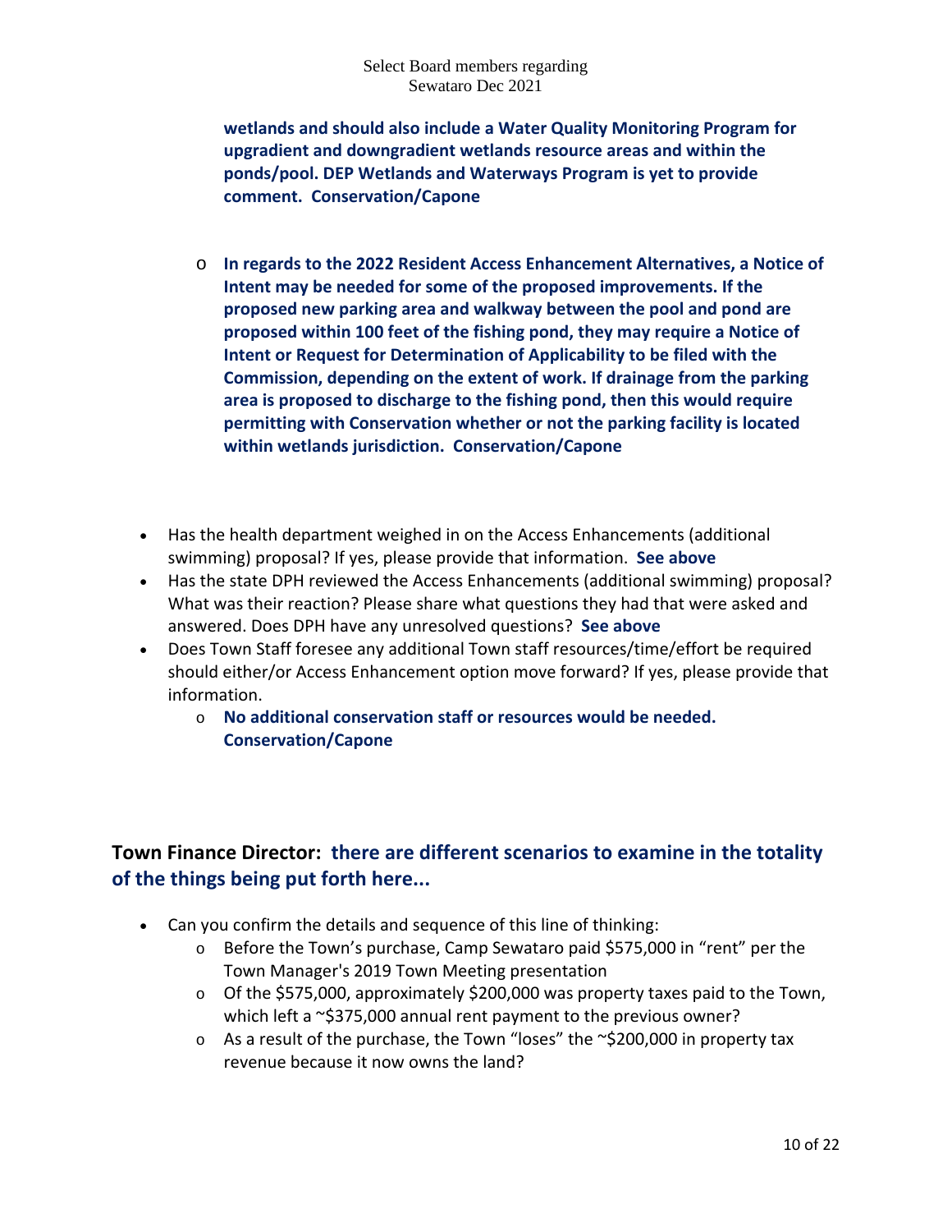**wetlands and should also include a Water Quality Monitoring Program for upgradient and downgradient wetlands resource areas and within the ponds/pool. DEP Wetlands and Waterways Program is yet to provide comment. Conservation/Capone**

- **In regards to the 2022 Resident Access Enhancement Alternatives, a Notice of Intent may be needed for some of the proposed improvements. If the proposed new parking area and walkway between the pool and pond are proposed within 100 feet of the fishing pond, they may require a Notice of Intent or Request for Determination of Applicability to be filed with the Commission, depending on the extent of work. If drainage from the parking area is proposed to discharge to the fishing pond, then this would require permitting with Conservation whether or not the parking facility is located within wetlands jurisdiction. Conservation/Capone**

- Has the health department weighed in on the Access Enhancements (additional swimming) proposal? If yes, please provide that information. **See above**
- Has the state DPH reviewed the Access Enhancements (additional swimming) proposal? What was their reaction? Please share what questions they had that were asked and answered. Does DPH have any unresolved questions? **See above**
- Does Town Staff foresee any additional Town staff resources/time/effort be required should either/or Access Enhancement option move forward? If yes, please provide that information.
  - **No additional conservation staff or resources would be needed. Conservation/Capone**

## Town Finance Director: there are different scenarios to examine in the totality of the things being put forth here...

- Can you confirm the details and sequence of this line of thinking:
  - Before the Town's purchase, Camp Sewataro paid $575,000 in "rent" per the Town Manager's 2019 Town Meeting presentation
  - Of the $575,000, approximately $200,000 was property taxes paid to the Town, which left a ~$375,000 annual rent payment to the previous owner?
  - As a result of the purchase, the Town "loses" the ~$200,000 in property tax revenue because it now owns the land?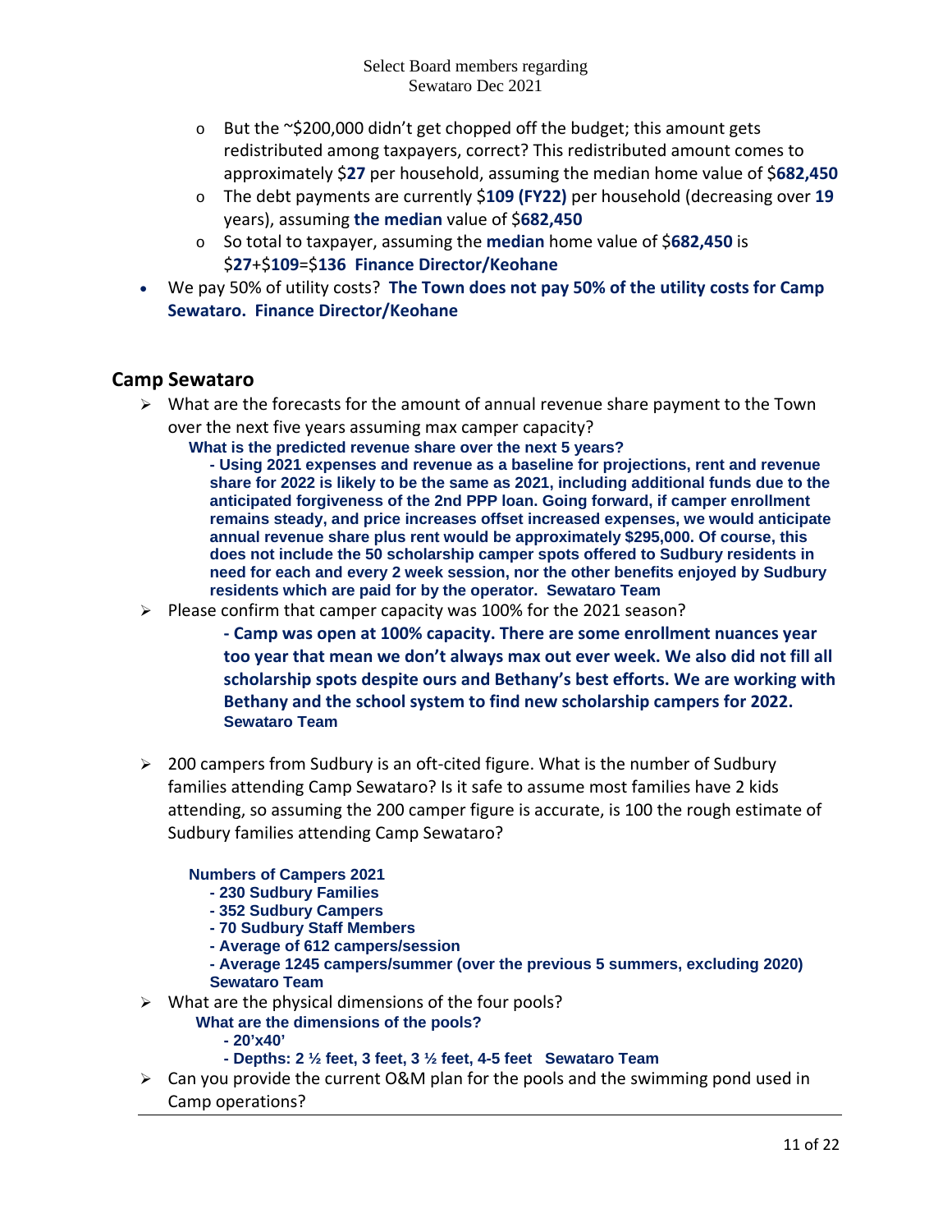- But the ~$200,000 didn't get chopped off the budget; this amount gets redistributed among taxpayers, correct? This redistributed amount comes to approximately $**27** per household, assuming the median home value of $**682,450**
- The debt payments are currently $**109 (FY22)** per household (decreasing over **19** years), assuming **the median** value of $**682,450**
- So total to taxpayer, assuming the **median** home value of $**682,450** is $**27**+$**109**=$**136** **Finance Director/Keohane**

- We pay 50% of utility costs? **The Town does not pay 50% of the utility costs for Camp Sewataro. Finance Director/Keohane**

## Camp Sewataro

- What are the forecasts for the amount of annual revenue share payment to the Town over the next five years assuming max camper capacity?

  **What is the predicted revenue share over the next 5 years?**

  **- Using 2021 expenses and revenue as a baseline for projections, rent and revenue share for 2022 is likely to be the same as 2021, including additional funds due to the anticipated forgiveness of the 2nd PPP loan. Going forward, if camper enrollment remains steady, and price increases offset increased expenses, we would anticipate annual revenue share plus rent would be approximately $295,000. Of course, this does not include the 50 scholarship camper spots offered to Sudbury residents in need for each and every 2 week session, nor the other benefits enjoyed by Sudbury residents which are paid for by the operator. Sewataro Team**

- Please confirm that camper capacity was 100% for the 2021 season?

  **- Camp was open at 100% capacity. There are some enrollment nuances year too year that mean we don't always max out ever week. We also did not fill all scholarship spots despite ours and Bethany's best efforts. We are working with Bethany and the school system to find new scholarship campers for 2022. Sewataro Team**

- 200 campers from Sudbury is an oft-cited figure. What is the number of Sudbury families attending Camp Sewataro? Is it safe to assume most families have 2 kids attending, so assuming the 200 camper figure is accurate, is 100 the rough estimate of Sudbury families attending Camp Sewataro?

  **Numbers of Campers 2021**
  - **230 Sudbury Families**
  - **352 Sudbury Campers**
  - **70 Sudbury Staff Members**
  - **Average of 612 campers/session**
  - **Average 1245 campers/summer (over the previous 5 summers, excluding 2020)**

  **Sewataro Team**

- What are the physical dimensions of the four pools?

  **What are the dimensions of the pools?**
  - **20'x40'**
  - **Depths: 2 ½ feet, 3 feet, 3 ½ feet, 4-5 feet Sewataro Team**

- Can you provide the current O&M plan for the pools and the swimming pond used in Camp operations?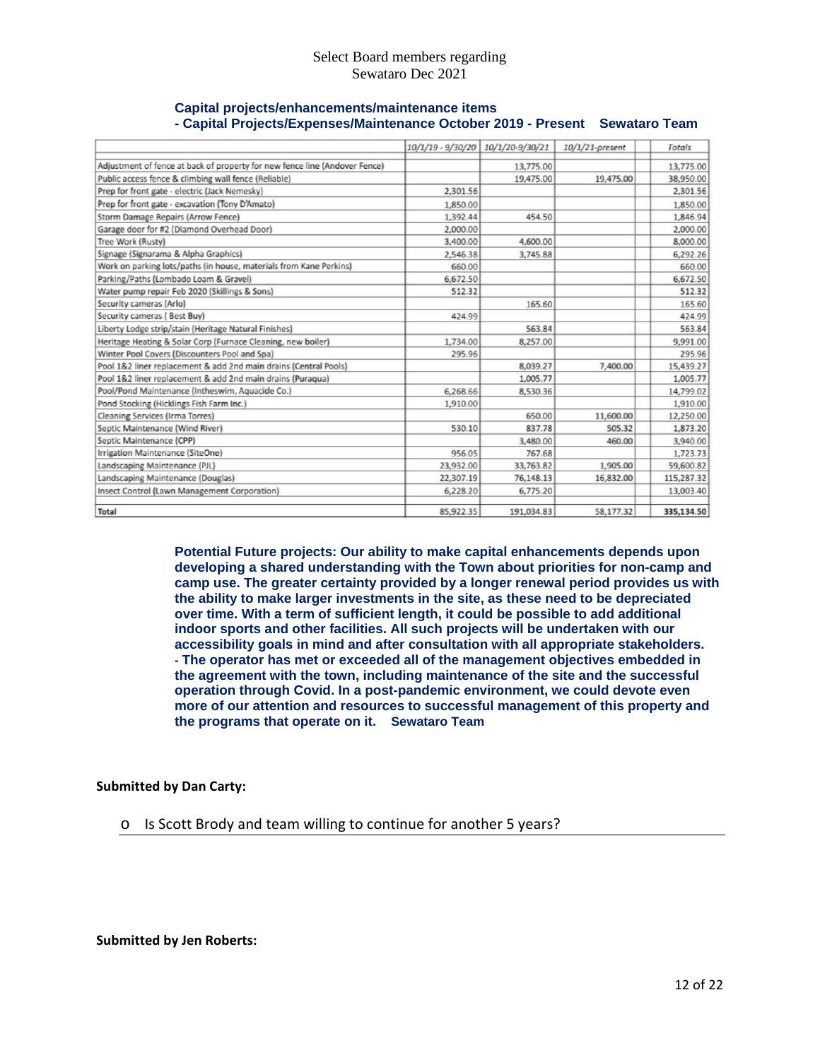Select Board members regarding
Sewataro Dec 2021

**Capital projects/enhancements/maintenance items**
**- Capital Projects/Expenses/Maintenance October 2019 - Present Sewataro Team**

| | 10/1/19 - 9/30/20 | 10/1/20-9/30/21 | 10/1/21-present | Totals |
|---|---|---|---|---|
| Adjustment of fence at back of property for new fence line (Andover Fence) | | 13,775.00 | | 13,775.00 |
| Public access fence & climbing wall fence (Reliable) | | 19,475.00 | 19,475.00 | 38,950.00 |
| Prep for front gate - electric (Jack Nemesky) | 2,301.56 | | | 2,301.56 |
| Prep for front gate - excavation (Tony D'Amato) | 1,850.00 | | | 1,850.00 |
| Storm Damage Repairs (Arrow Fence) | 1,392.44 | 454.50 | | 1,846.94 |
| Garage door for #2 (Diamond Overhead Door) | 2,000.00 | | | 2,000.00 |
| Tree Work (Rusty) | 3,400.00 | 4,600.00 | | 8,000.00 |
| Signage (Signarama & Alpha Graphics) | 2,546.38 | 3,745.88 | | 6,292.26 |
| Work on parking lots/paths (in house, materials from Kane Perkins) | 660.00 | | | 660.00 |
| Parking/Paths (Lombado Loam & Gravel) | 6,672.50 | | | 6,672.50 |
| Water pump repair Feb 2020 (Skillings & Sons) | 512.32 | | | 512.32 |
| Security cameras (Arlo) | | 165.60 | | 165.60 |
| Security cameras ( Best Buy) | 424.99 | | | 424.99 |
| Liberty Lodge strip/stain (Heritage Natural Finishes) | | 563.84 | | 563.84 |
| Heritage Heating & Solar Corp (Furnace Cleaning, new boiler) | 1,734.00 | 8,257.00 | | 9,991.00 |
| Winter Pool Covers (Discounters Pool and Spa) | 295.96 | | | 295.96 |
| Pool 1&2 liner replacement & add 2nd main drains (Central Pools) | | 8,039.27 | 7,400.00 | 15,439.27 |
| Pool 1&2 liner replacement & add 2nd main drains (Puraqua) | | 1,005.77 | | 1,005.77 |
| Pool/Pond Maintenance (Intheswim, Aquacide Co.) | 6,268.66 | 8,530.36 | | 14,799.02 |
| Pond Stocking (Hicklings Fish Farm Inc.) | 1,910.00 | | | 1,910.00 |
| Cleaning Services (Irma Torres) | | 650.00 | 11,600.00 | 12,250.00 |
| Septic Maintenance (Wind River) | 530.10 | 837.78 | 505.32 | 1,873.20 |
| Septic Maintenance (CPP) | | 3,480.00 | 460.00 | 3,940.00 |
| Irrigation Maintenance (SiteOne) | 956.05 | 767.68 | | 1,723.73 |
| Landscaping Maintenance (PJL) | 23,932.00 | 33,763.82 | 1,905.00 | 59,600.82 |
| Landscaping Maintenance (Douglas) | 22,307.19 | 76,148.13 | 16,832.00 | 115,287.32 |
| Insect Control (Lawn Management Corporation) | 6,228.20 | 6,775.20 | | 13,003.40 |
| **Total** | 85,922.35 | 191,034.83 | 58,177.32 | **335,134.50** |

**Potential Future projects: Our ability to make capital enhancements depends upon developing a shared understanding with the Town about priorities for non-camp and camp use. The greater certainty provided by a longer renewal period provides us with the ability to make larger investments in the site, as these need to be depreciated over time. With a term of sufficient length, it could be possible to add additional indoor sports and other facilities. All such projects will be undertaken with our accessibility goals in mind and after consultation with all appropriate stakeholders.**
**- The operator has met or exceeded all of the management objectives embedded in the agreement with the town, including maintenance of the site and the successful operation through Covid. In a post-pandemic environment, we could devote even more of our attention and resources to successful management of this property and the programs that operate on it. Sewataro Team**

**Submitted by Dan Carty:**

- Is Scott Brody and team willing to continue for another 5 years?

**Submitted by Jen Roberts:**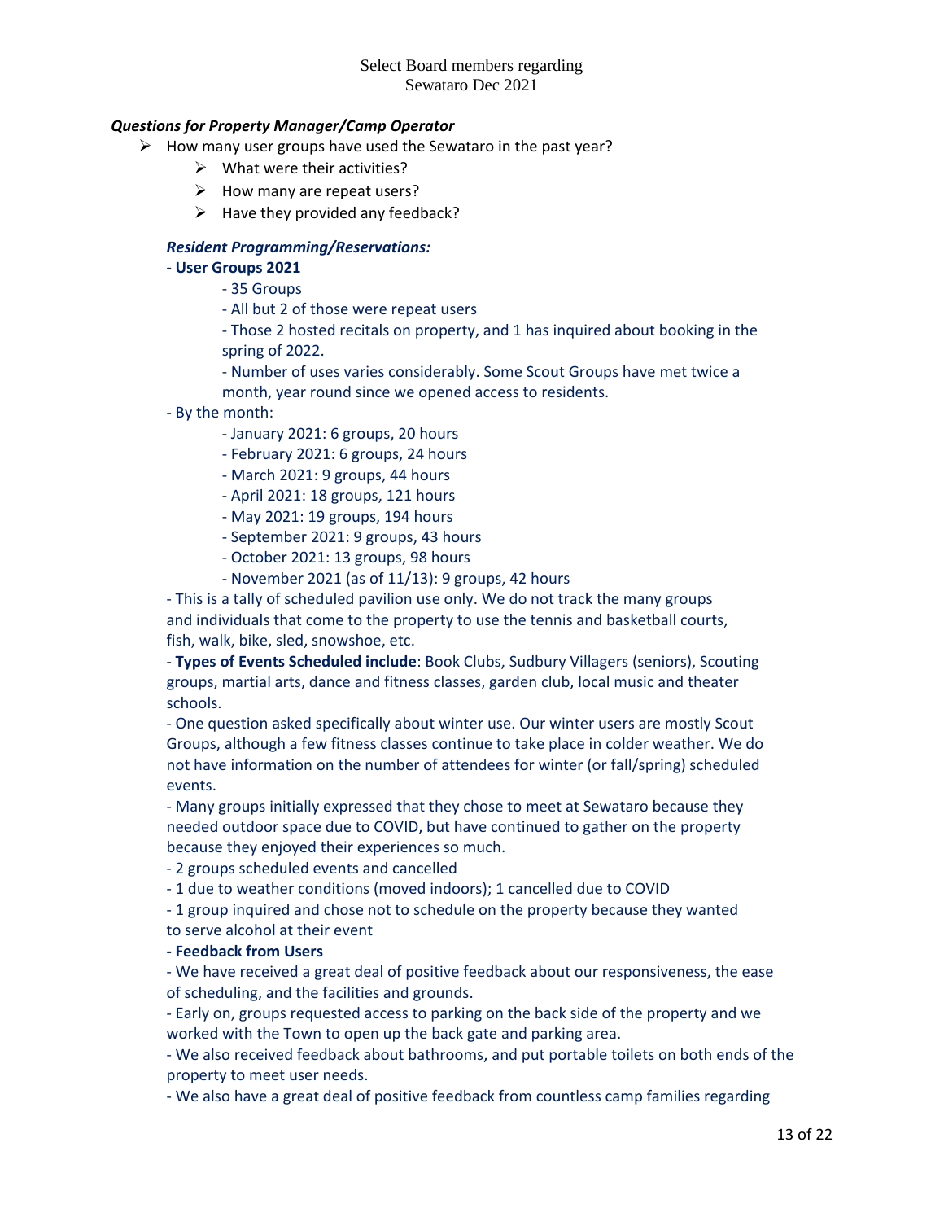Select Board members regarding
Sewataro Dec 2021

***Questions for Property Manager/Camp Operator***

- How many user groups have used the Sewataro in the past year?
  - What were their activities?
  - How many are repeat users?
  - Have they provided any feedback?

***Resident Programming/Reservations:***

**- User Groups 2021**

- 35 Groups
- All but 2 of those were repeat users
- Those 2 hosted recitals on property, and 1 has inquired about booking in the spring of 2022.
- Number of uses varies considerably. Some Scout Groups have met twice a month, year round since we opened access to residents.

- By the month:

- January 2021: 6 groups, 20 hours
- February 2021: 6 groups, 24 hours
- March 2021: 9 groups, 44 hours
- April 2021: 18 groups, 121 hours
- May 2021: 19 groups, 194 hours
- September 2021: 9 groups, 43 hours
- October 2021: 13 groups, 98 hours
- November 2021 (as of 11/13): 9 groups, 42 hours

- This is a tally of scheduled pavilion use only. We do not track the many groups and individuals that come to the property to use the tennis and basketball courts, fish, walk, bike, sled, snowshoe, etc.

- **Types of Events Scheduled include**: Book Clubs, Sudbury Villagers (seniors), Scouting groups, martial arts, dance and fitness classes, garden club, local music and theater schools.

- One question asked specifically about winter use. Our winter users are mostly Scout Groups, although a few fitness classes continue to take place in colder weather. We do not have information on the number of attendees for winter (or fall/spring) scheduled events.

- Many groups initially expressed that they chose to meet at Sewataro because they needed outdoor space due to COVID, but have continued to gather on the property because they enjoyed their experiences so much.

- 2 groups scheduled events and cancelled

- 1 due to weather conditions (moved indoors); 1 cancelled due to COVID

- 1 group inquired and chose not to schedule on the property because they wanted to serve alcohol at their event

**- Feedback from Users**

- We have received a great deal of positive feedback about our responsiveness, the ease of scheduling, and the facilities and grounds.

- Early on, groups requested access to parking on the back side of the property and we worked with the Town to open up the back gate and parking area.

- We also received feedback about bathrooms, and put portable toilets on both ends of the property to meet user needs.

- We also have a great deal of positive feedback from countless camp families regarding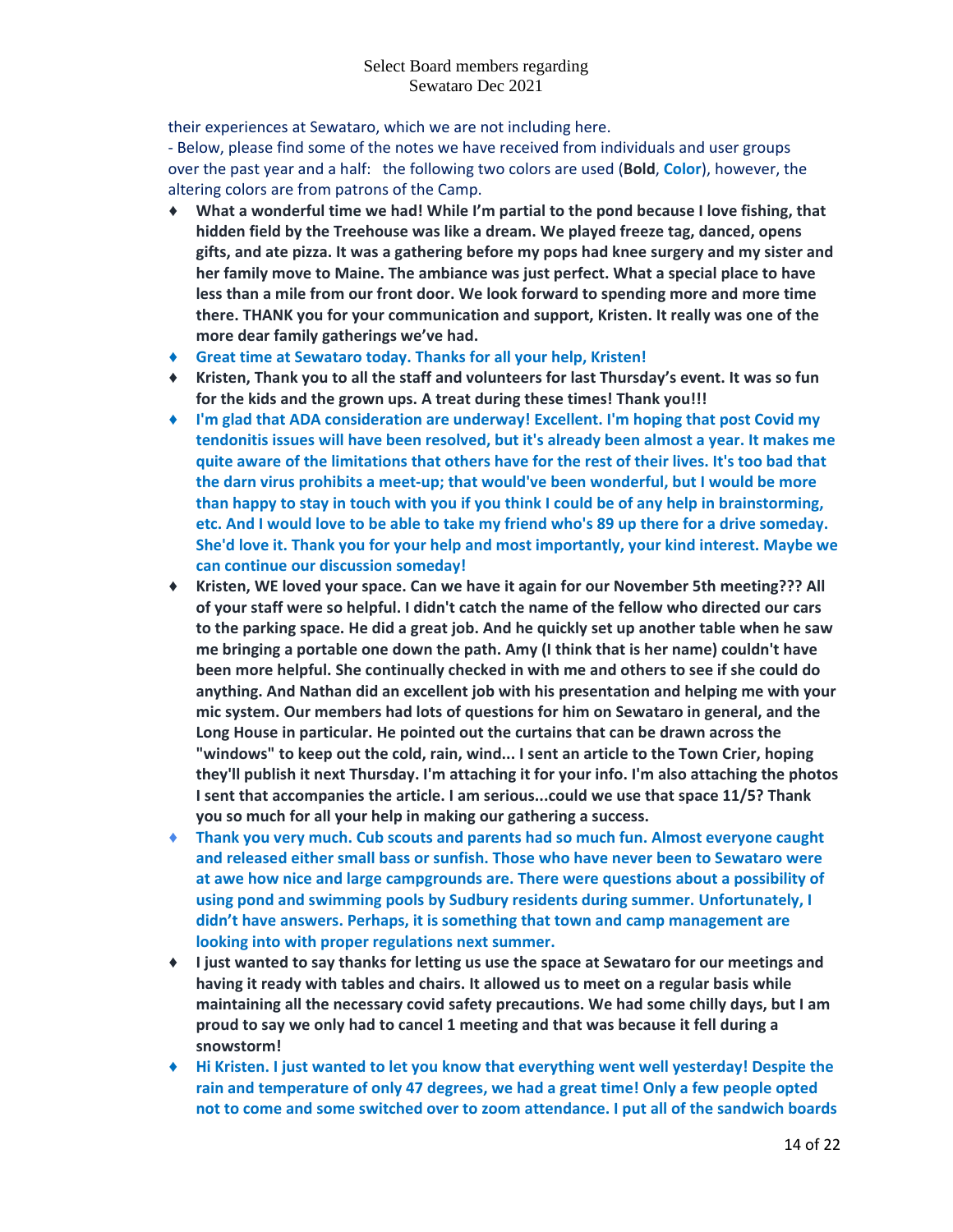their experiences at Sewataro, which we are not including here.

- Below, please find some of the notes we have received from individuals and user groups over the past year and a half: the following two colors are used (**Bold**, **Color**), however, the altering colors are from patrons of the Camp.

- **What a wonderful time we had! While I'm partial to the pond because I love fishing, that hidden field by the Treehouse was like a dream. We played freeze tag, danced, opens gifts, and ate pizza. It was a gathering before my pops had knee surgery and my sister and her family move to Maine. The ambiance was just perfect. What a special place to have less than a mile from our front door. We look forward to spending more and more time there. THANK you for your communication and support, Kristen. It really was one of the more dear family gatherings we've had.**
- **Great time at Sewataro today. Thanks for all your help, Kristen!**
- **Kristen, Thank you to all the staff and volunteers for last Thursday's event. It was so fun for the kids and the grown ups. A treat during these times! Thank you!!!**
- **I'm glad that ADA consideration are underway! Excellent. I'm hoping that post Covid my tendonitis issues will have been resolved, but it's already been almost a year. It makes me quite aware of the limitations that others have for the rest of their lives. It's too bad that the darn virus prohibits a meet-up; that would've been wonderful, but I would be more than happy to stay in touch with you if you think I could be of any help in brainstorming, etc. And I would love to be able to take my friend who's 89 up there for a drive someday. She'd love it. Thank you for your help and most importantly, your kind interest. Maybe we can continue our discussion someday!**
- **Kristen, WE loved your space. Can we have it again for our November 5th meeting??? All of your staff were so helpful. I didn't catch the name of the fellow who directed our cars to the parking space. He did a great job. And he quickly set up another table when he saw me bringing a portable one down the path. Amy (I think that is her name) couldn't have been more helpful. She continually checked in with me and others to see if she could do anything. And Nathan did an excellent job with his presentation and helping me with your mic system. Our members had lots of questions for him on Sewataro in general, and the Long House in particular. He pointed out the curtains that can be drawn across the "windows" to keep out the cold, rain, wind... I sent an article to the Town Crier, hoping they'll publish it next Thursday. I'm attaching it for your info. I'm also attaching the photos I sent that accompanies the article. I am serious...could we use that space 11/5? Thank you so much for all your help in making our gathering a success.**
- **Thank you very much. Cub scouts and parents had so much fun. Almost everyone caught and released either small bass or sunfish. Those who have never been to Sewataro were at awe how nice and large campgrounds are. There were questions about a possibility of using pond and swimming pools by Sudbury residents during summer. Unfortunately, I didn't have answers. Perhaps, it is something that town and camp management are looking into with proper regulations next summer.**
- **I just wanted to say thanks for letting us use the space at Sewataro for our meetings and having it ready with tables and chairs. It allowed us to meet on a regular basis while maintaining all the necessary covid safety precautions. We had some chilly days, but I am proud to say we only had to cancel 1 meeting and that was because it fell during a snowstorm!**
- **Hi Kristen. I just wanted to let you know that everything went well yesterday! Despite the rain and temperature of only 47 degrees, we had a great time! Only a few people opted not to come and some switched over to zoom attendance. I put all of the sandwich boards**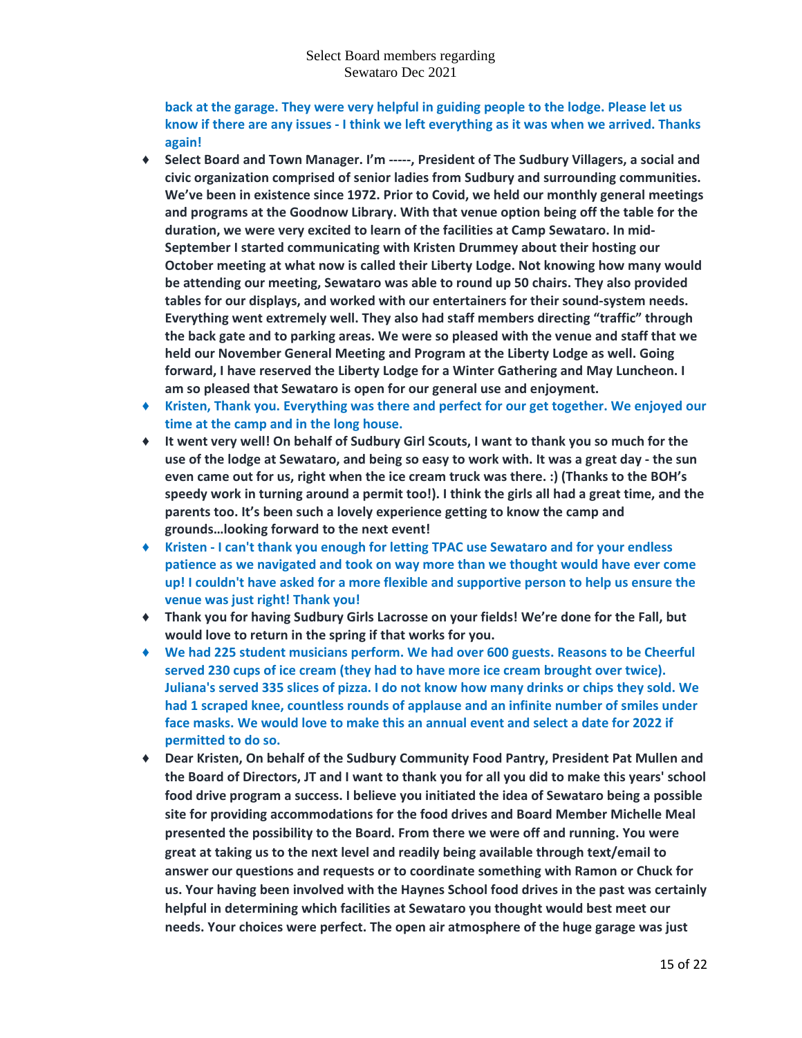back at the garage. They were very helpful in guiding people to the lodge. Please let us know if there are any issues - I think we left everything as it was when we arrived. Thanks again!

- Select Board and Town Manager. I'm -----, President of The Sudbury Villagers, a social and civic organization comprised of senior ladies from Sudbury and surrounding communities. We've been in existence since 1972. Prior to Covid, we held our monthly general meetings and programs at the Goodnow Library. With that venue option being off the table for the duration, we were very excited to learn of the facilities at Camp Sewataro. In mid-September I started communicating with Kristen Drummey about their hosting our October meeting at what now is called their Liberty Lodge. Not knowing how many would be attending our meeting, Sewataro was able to round up 50 chairs. They also provided tables for our displays, and worked with our entertainers for their sound-system needs. Everything went extremely well. They also had staff members directing "traffic" through the back gate and to parking areas. We were so pleased with the venue and staff that we held our November General Meeting and Program at the Liberty Lodge as well. Going forward, I have reserved the Liberty Lodge for a Winter Gathering and May Luncheon. I am so pleased that Sewataro is open for our general use and enjoyment.
- Kristen, Thank you. Everything was there and perfect for our get together. We enjoyed our time at the camp and in the long house.
- It went very well! On behalf of Sudbury Girl Scouts, I want to thank you so much for the use of the lodge at Sewataro, and being so easy to work with. It was a great day - the sun even came out for us, right when the ice cream truck was there. :) (Thanks to the BOH's speedy work in turning around a permit too!). I think the girls all had a great time, and the parents too. It's been such a lovely experience getting to know the camp and grounds…looking forward to the next event!
- Kristen - I can't thank you enough for letting TPAC use Sewataro and for your endless patience as we navigated and took on way more than we thought would have ever come up! I couldn't have asked for a more flexible and supportive person to help us ensure the venue was just right! Thank you!
- Thank you for having Sudbury Girls Lacrosse on your fields! We're done for the Fall, but would love to return in the spring if that works for you.
- We had 225 student musicians perform. We had over 600 guests. Reasons to be Cheerful served 230 cups of ice cream (they had to have more ice cream brought over twice). Juliana's served 335 slices of pizza. I do not know how many drinks or chips they sold. We had 1 scraped knee, countless rounds of applause and an infinite number of smiles under face masks. We would love to make this an annual event and select a date for 2022 if permitted to do so.
- Dear Kristen, On behalf of the Sudbury Community Food Pantry, President Pat Mullen and the Board of Directors, JT and I want to thank you for all you did to make this years' school food drive program a success. I believe you initiated the idea of Sewataro being a possible site for providing accommodations for the food drives and Board Member Michelle Meal presented the possibility to the Board. From there we were off and running. You were great at taking us to the next level and readily being available through text/email to answer our questions and requests or to coordinate something with Ramon or Chuck for us. Your having been involved with the Haynes School food drives in the past was certainly helpful in determining which facilities at Sewataro you thought would best meet our needs. Your choices were perfect. The open air atmosphere of the huge garage was just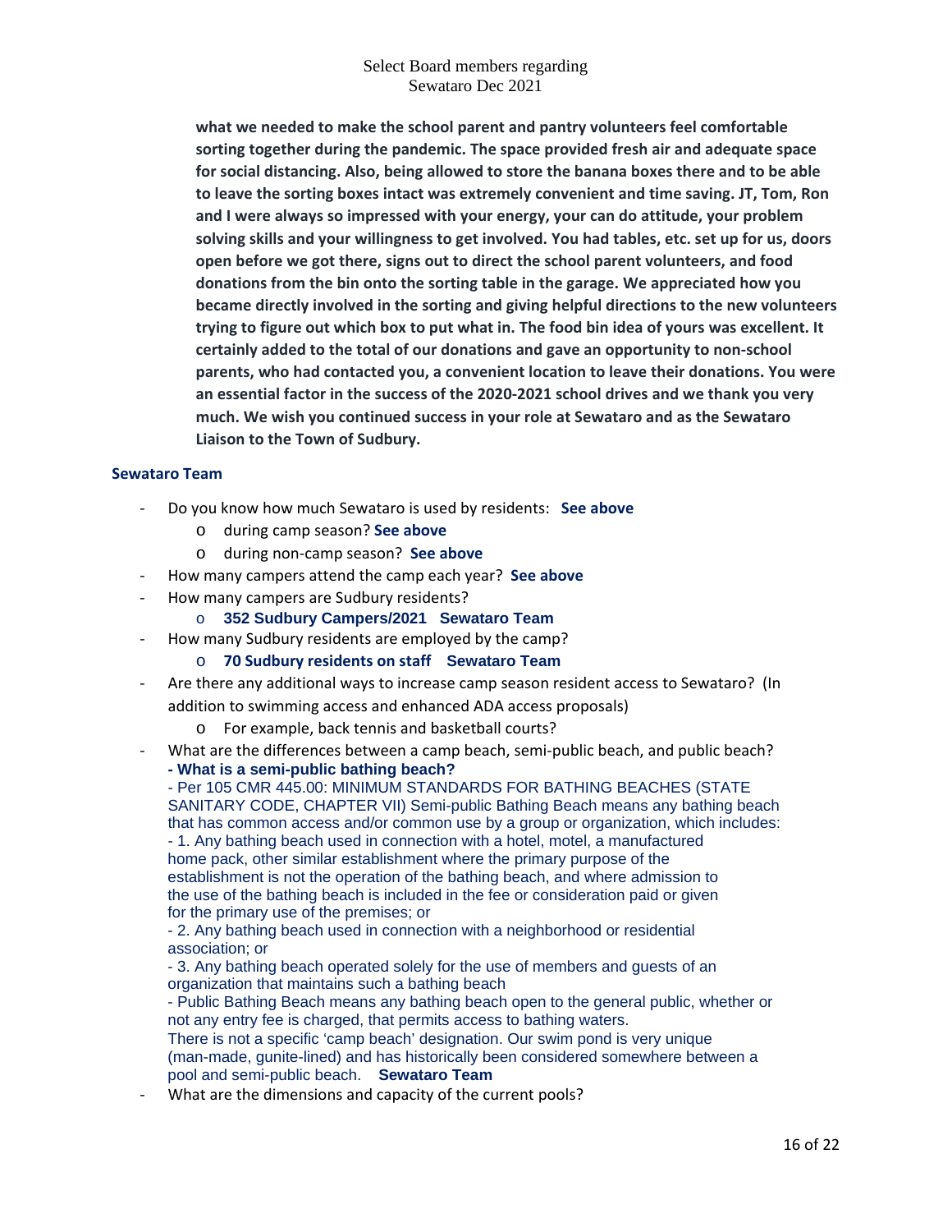**what we needed to make the school parent and pantry volunteers feel comfortable sorting together during the pandemic. The space provided fresh air and adequate space for social distancing. Also, being allowed to store the banana boxes there and to be able to leave the sorting boxes intact was extremely convenient and time saving. JT, Tom, Ron and I were always so impressed with your energy, your can do attitude, your problem solving skills and your willingness to get involved. You had tables, etc. set up for us, doors open before we got there, signs out to direct the school parent volunteers, and food donations from the bin onto the sorting table in the garage. We appreciated how you became directly involved in the sorting and giving helpful directions to the new volunteers trying to figure out which box to put what in. The food bin idea of yours was excellent. It certainly added to the total of our donations and gave an opportunity to non-school parents, who had contacted you, a convenient location to leave their donations. You were an essential factor in the success of the 2020-2021 school drives and we thank you very much. We wish you continued success in your role at Sewataro and as the Sewataro Liaison to the Town of Sudbury.**

**Sewataro Team**

- Do you know how much Sewataro is used by residents: **See above**
  - during camp season? **See above**
  - during non-camp season? **See above**
- How many campers attend the camp each year? **See above**
- How many campers are Sudbury residents?
  - **352 Sudbury Campers/2021 Sewataro Team**
- How many Sudbury residents are employed by the camp?
  - **70 Sudbury residents on staff Sewataro Team**
- Are there any additional ways to increase camp season resident access to Sewataro? (In addition to swimming access and enhanced ADA access proposals)
  - For example, back tennis and basketball courts?
- What are the differences between a camp beach, semi-public beach, and public beach?

  **- What is a semi-public bathing beach?**

  - Per 105 CMR 445.00: MINIMUM STANDARDS FOR BATHING BEACHES (STATE SANITARY CODE, CHAPTER VII) Semi-public Bathing Beach means any bathing beach that has common access and/or common use by a group or organization, which includes:

  - 1. Any bathing beach used in connection with a hotel, motel, a manufactured home pack, other similar establishment where the primary purpose of the establishment is not the operation of the bathing beach, and where admission to the use of the bathing beach is included in the fee or consideration paid or given for the primary use of the premises; or

  - 2. Any bathing beach used in connection with a neighborhood or residential association; or

  - 3. Any bathing beach operated solely for the use of members and guests of an organization that maintains such a bathing beach

  - Public Bathing Beach means any bathing beach open to the general public, whether or not any entry fee is charged, that permits access to bathing waters.

  There is not a specific 'camp beach' designation. Our swim pond is very unique (man-made, gunite-lined) and has historically been considered somewhere between a pool and semi-public beach. **Sewataro Team**
- What are the dimensions and capacity of the current pools?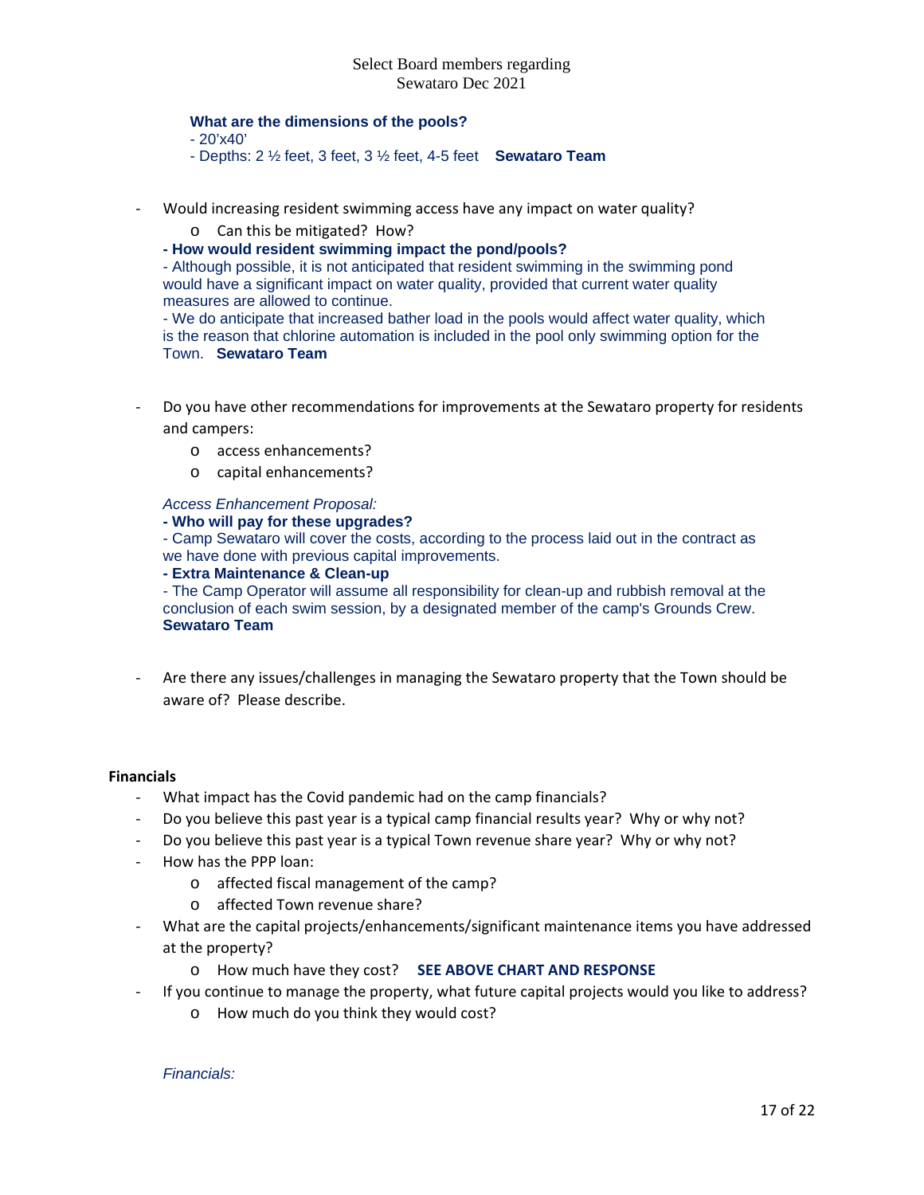Select Board members regarding
Sewataro Dec 2021

**What are the dimensions of the pools?**
- 20'x40'
- Depths: 2 ½ feet, 3 feet, 3 ½ feet, 4-5 feet **Sewataro Team**

- Would increasing resident swimming access have any impact on water quality?
  - Can this be mitigated? How?

  **- How would resident swimming impact the pond/pools?**
  - Although possible, it is not anticipated that resident swimming in the swimming pond would have a significant impact on water quality, provided that current water quality measures are allowed to continue.
  - We do anticipate that increased bather load in the pools would affect water quality, which is the reason that chlorine automation is included in the pool only swimming option for the Town. **Sewataro Team**

- Do you have other recommendations for improvements at the Sewataro property for residents and campers:
  - access enhancements?
  - capital enhancements?

  *Access Enhancement Proposal:*
  **- Who will pay for these upgrades?**
  - Camp Sewataro will cover the costs, according to the process laid out in the contract as we have done with previous capital improvements.
  **- Extra Maintenance & Clean-up**
  - The Camp Operator will assume all responsibility for clean-up and rubbish removal at the conclusion of each swim session, by a designated member of the camp's Grounds Crew.
  **Sewataro Team**

- Are there any issues/challenges in managing the Sewataro property that the Town should be aware of? Please describe.

**Financials**

- What impact has the Covid pandemic had on the camp financials?
- Do you believe this past year is a typical camp financial results year? Why or why not?
- Do you believe this past year is a typical Town revenue share year? Why or why not?
- How has the PPP loan:
  - affected fiscal management of the camp?
  - affected Town revenue share?
- What are the capital projects/enhancements/significant maintenance items you have addressed at the property?
  - How much have they cost? **SEE ABOVE CHART AND RESPONSE**
- If you continue to manage the property, what future capital projects would you like to address?
  - How much do you think they would cost?

*Financials:*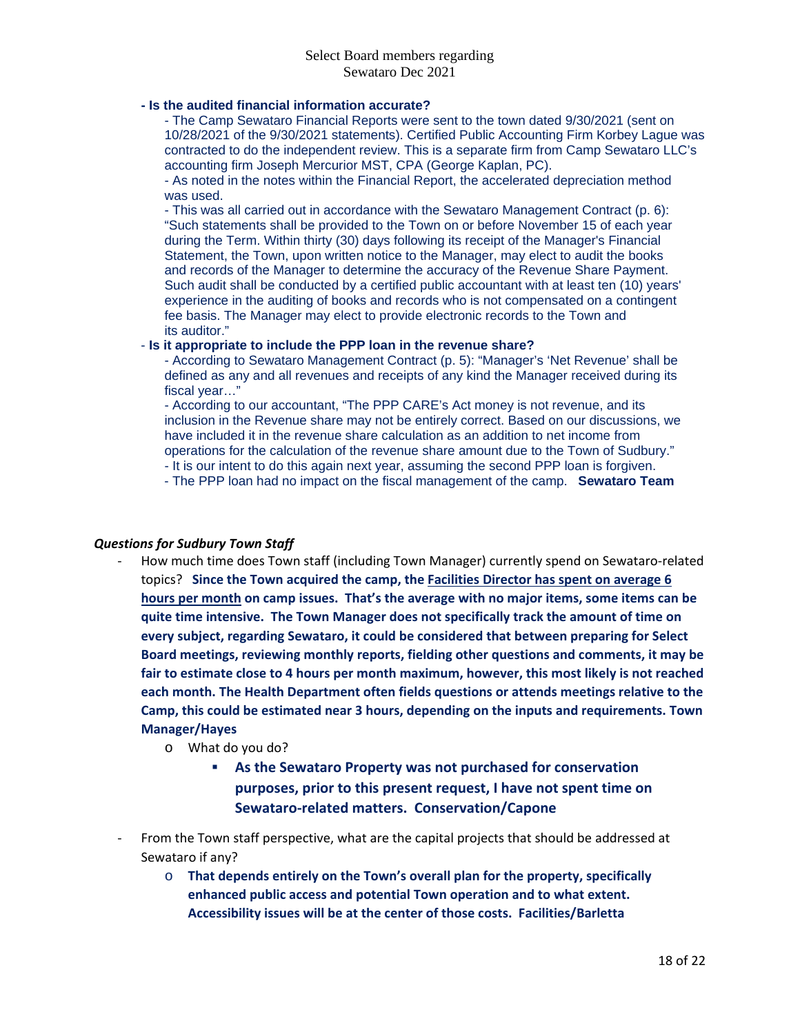Select Board members regarding Sewataro Dec 2021

- **Is the audited financial information accurate?**
  - The Camp Sewataro Financial Reports were sent to the town dated 9/30/2021 (sent on 10/28/2021 of the 9/30/2021 statements). Certified Public Accounting Firm Korbey Lague was contracted to do the independent review. This is a separate firm from Camp Sewataro LLC's accounting firm Joseph Mercurior MST, CPA (George Kaplan, PC).
  - As noted in the notes within the Financial Report, the accelerated depreciation method was used.
  - This was all carried out in accordance with the Sewataro Management Contract (p. 6): "Such statements shall be provided to the Town on or before November 15 of each year during the Term. Within thirty (30) days following its receipt of the Manager's Financial Statement, the Town, upon written notice to the Manager, may elect to audit the books and records of the Manager to determine the accuracy of the Revenue Share Payment. Such audit shall be conducted by a certified public accountant with at least ten (10) years' experience in the auditing of books and records who is not compensated on a contingent fee basis. The Manager may elect to provide electronic records to the Town and its auditor."
- **Is it appropriate to include the PPP loan in the revenue share?**
  - According to Sewataro Management Contract (p. 5): "Manager's 'Net Revenue' shall be defined as any and all revenues and receipts of any kind the Manager received during its fiscal year…"
  - According to our accountant, "The PPP CARE's Act money is not revenue, and its inclusion in the Revenue share may not be entirely correct. Based on our discussions, we have included it in the revenue share calculation as an addition to net income from operations for the calculation of the revenue share amount due to the Town of Sudbury."
  - It is our intent to do this again next year, assuming the second PPP loan is forgiven.
  - The PPP loan had no impact on the fiscal management of the camp. **Sewataro Team**

***Questions for Sudbury Town Staff***

- How much time does Town staff (including Town Manager) currently spend on Sewataro-related topics? **Since the Town acquired the camp, the <u>Facilities Director has spent on average 6 hours per month</u> on camp issues. That's the average with no major items, some items can be quite time intensive. The Town Manager does not specifically track the amount of time on every subject, regarding Sewataro, it could be considered that between preparing for Select Board meetings, reviewing monthly reports, fielding other questions and comments, it may be fair to estimate close to 4 hours per month maximum, however, this most likely is not reached each month. The Health Department often fields questions or attends meetings relative to the Camp, this could be estimated near 3 hours, depending on the inputs and requirements. Town Manager/Hayes**
  - What do you do?
    - **As the Sewataro Property was not purchased for conservation purposes, prior to this present request, I have not spent time on Sewataro-related matters. Conservation/Capone**
- From the Town staff perspective, what are the capital projects that should be addressed at Sewataro if any?
  - **That depends entirely on the Town's overall plan for the property, specifically enhanced public access and potential Town operation and to what extent. Accessibility issues will be at the center of those costs. Facilities/Barletta**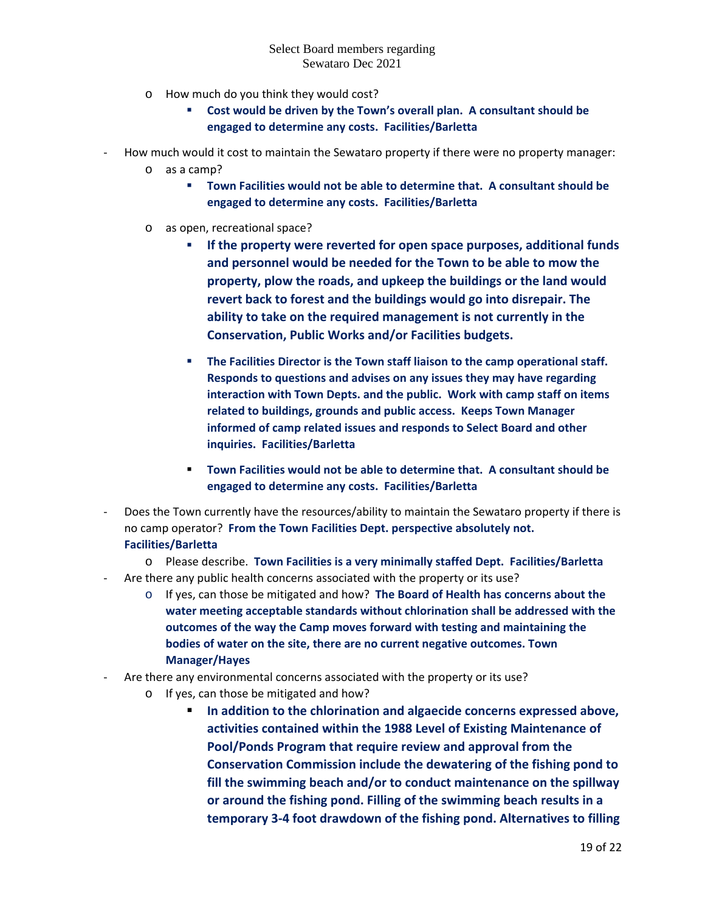- How much do you think they would cost?
  - **Cost would be driven by the Town's overall plan. A consultant should be engaged to determine any costs. Facilities/Barletta**

- How much would it cost to maintain the Sewataro property if there were no property manager:
  - as a camp?
    - **Town Facilities would not be able to determine that. A consultant should be engaged to determine any costs. Facilities/Barletta**
  - as open, recreational space?
    - **If the property were reverted for open space purposes, additional funds and personnel would be needed for the Town to be able to mow the property, plow the roads, and upkeep the buildings or the land would revert back to forest and the buildings would go into disrepair. The ability to take on the required management is not currently in the Conservation, Public Works and/or Facilities budgets.**
    - **The Facilities Director is the Town staff liaison to the camp operational staff. Responds to questions and advises on any issues they may have regarding interaction with Town Depts. and the public. Work with camp staff on items related to buildings, grounds and public access. Keeps Town Manager informed of camp related issues and responds to Select Board and other inquiries. Facilities/Barletta**
    - **Town Facilities would not be able to determine that. A consultant should be engaged to determine any costs. Facilities/Barletta**

- Does the Town currently have the resources/ability to maintain the Sewataro property if there is no camp operator? **From the Town Facilities Dept. perspective absolutely not. Facilities/Barletta**
  - Please describe. **Town Facilities is a very minimally staffed Dept. Facilities/Barletta**

- Are there any public health concerns associated with the property or its use?
  - If yes, can those be mitigated and how? **The Board of Health has concerns about the water meeting acceptable standards without chlorination shall be addressed with the outcomes of the way the Camp moves forward with testing and maintaining the bodies of water on the site, there are no current negative outcomes. Town Manager/Hayes**

- Are there any environmental concerns associated with the property or its use?
  - If yes, can those be mitigated and how?
    - **In addition to the chlorination and algaecide concerns expressed above, activities contained within the 1988 Level of Existing Maintenance of Pool/Ponds Program that require review and approval from the Conservation Commission include the dewatering of the fishing pond to fill the swimming beach and/or to conduct maintenance on the spillway or around the fishing pond. Filling of the swimming beach results in a temporary 3-4 foot drawdown of the fishing pond. Alternatives to filling**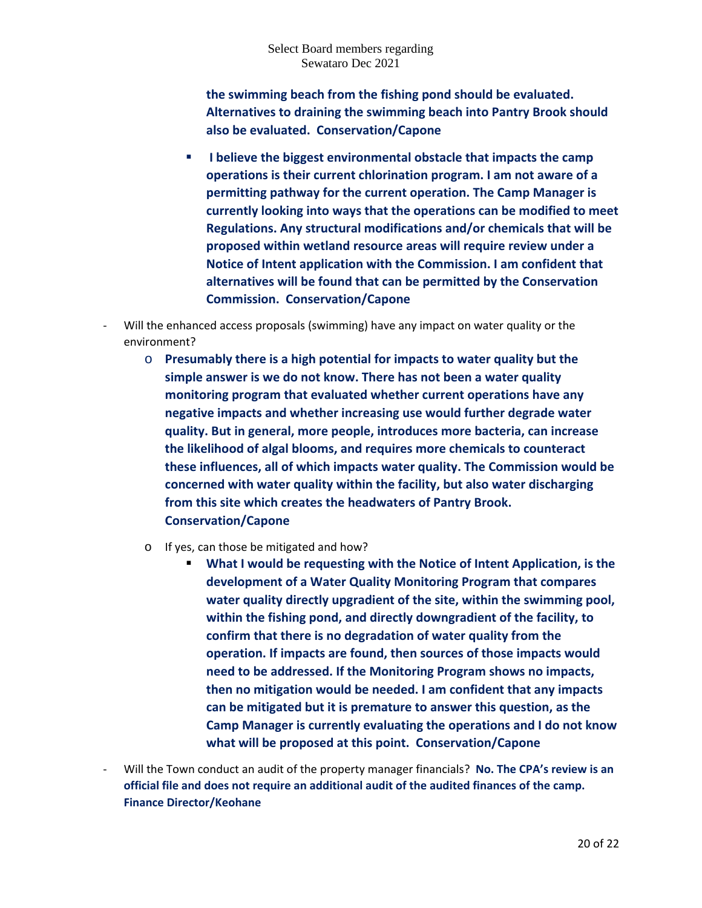**the swimming beach from the fishing pond should be evaluated. Alternatives to draining the swimming beach into Pantry Brook should also be evaluated. Conservation/Capone**

- **I believe the biggest environmental obstacle that impacts the camp operations is their current chlorination program. I am not aware of a permitting pathway for the current operation. The Camp Manager is currently looking into ways that the operations can be modified to meet Regulations. Any structural modifications and/or chemicals that will be proposed within wetland resource areas will require review under a Notice of Intent application with the Commission. I am confident that alternatives will be found that can be permitted by the Conservation Commission. Conservation/Capone**

- Will the enhanced access proposals (swimming) have any impact on water quality or the environment?
  - **Presumably there is a high potential for impacts to water quality but the simple answer is we do not know. There has not been a water quality monitoring program that evaluated whether current operations have any negative impacts and whether increasing use would further degrade water quality. But in general, more people, introduces more bacteria, can increase the likelihood of algal blooms, and requires more chemicals to counteract these influences, all of which impacts water quality. The Commission would be concerned with water quality within the facility, but also water discharging from this site which creates the headwaters of Pantry Brook. Conservation/Capone**
  - If yes, can those be mitigated and how?
    - **What I would be requesting with the Notice of Intent Application, is the development of a Water Quality Monitoring Program that compares water quality directly upgradient of the site, within the swimming pool, within the fishing pond, and directly downgradient of the facility, to confirm that there is no degradation of water quality from the operation. If impacts are found, then sources of those impacts would need to be addressed. If the Monitoring Program shows no impacts, then no mitigation would be needed. I am confident that any impacts can be mitigated but it is premature to answer this question, as the Camp Manager is currently evaluating the operations and I do not know what will be proposed at this point. Conservation/Capone**

- Will the Town conduct an audit of the property manager financials? **No. The CPA's review is an official file and does not require an additional audit of the audited finances of the camp. Finance Director/Keohane**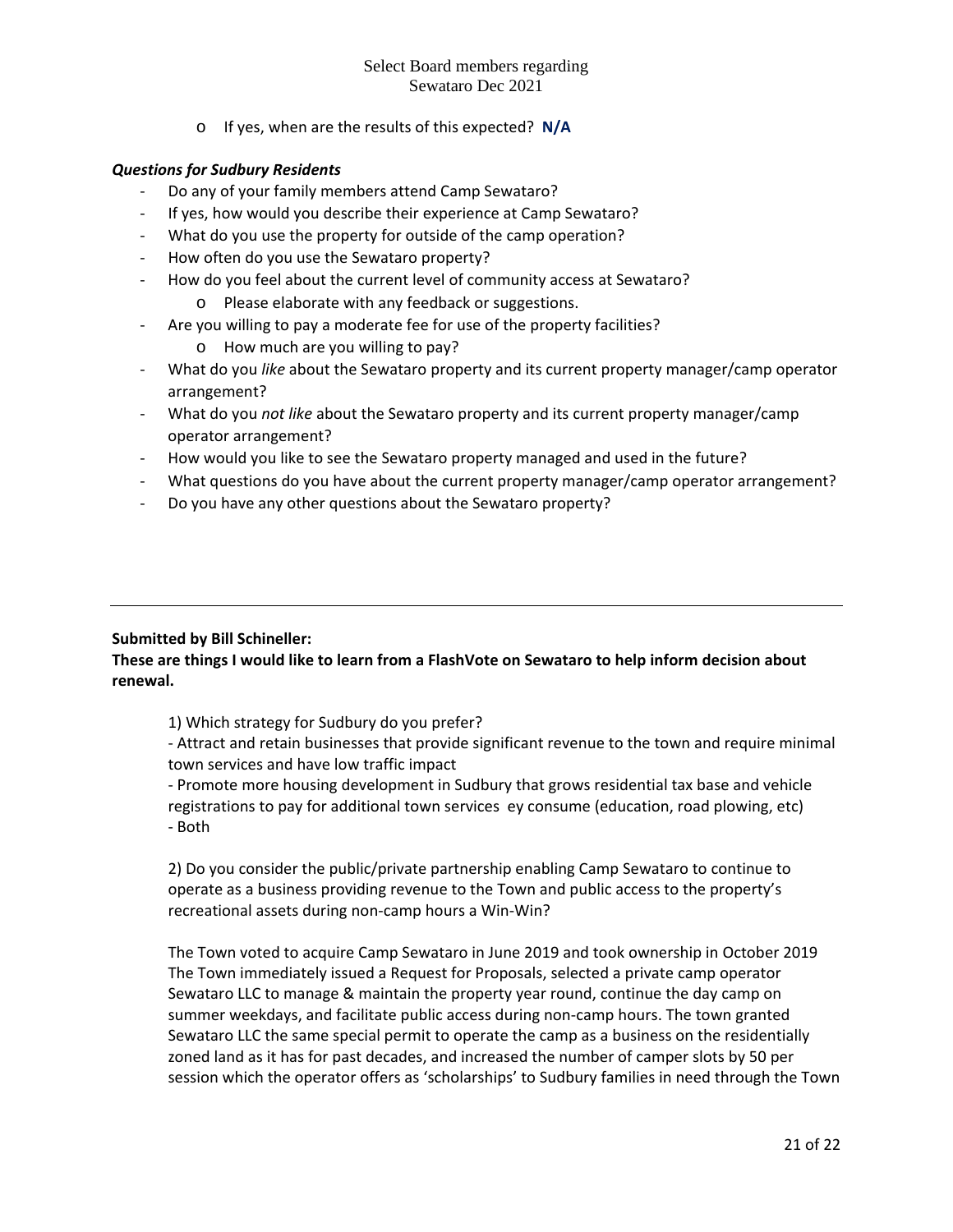- If yes, when are the results of this expected? **N/A**

***Questions for Sudbury Residents***

- Do any of your family members attend Camp Sewataro?
- If yes, how would you describe their experience at Camp Sewataro?
- What do you use the property for outside of the camp operation?
- How often do you use the Sewataro property?
- How do you feel about the current level of community access at Sewataro?
  - Please elaborate with any feedback or suggestions.
- Are you willing to pay a moderate fee for use of the property facilities?
  - How much are you willing to pay?
- What do you *like* about the Sewataro property and its current property manager/camp operator arrangement?
- What do you *not like* about the Sewataro property and its current property manager/camp operator arrangement?
- How would you like to see the Sewataro property managed and used in the future?
- What questions do you have about the current property manager/camp operator arrangement?
- Do you have any other questions about the Sewataro property?

---

**Submitted by Bill Schineller:**
**These are things I would like to learn from a FlashVote on Sewataro to help inform decision about renewal.**

1) Which strategy for Sudbury do you prefer?
- Attract and retain businesses that provide significant revenue to the town and require minimal town services and have low traffic impact
- Promote more housing development in Sudbury that grows residential tax base and vehicle registrations to pay for additional town services ey consume (education, road plowing, etc)
- Both

2) Do you consider the public/private partnership enabling Camp Sewataro to continue to operate as a business providing revenue to the Town and public access to the property's recreational assets during non-camp hours a Win-Win?

The Town voted to acquire Camp Sewataro in June 2019 and took ownership in October 2019 The Town immediately issued a Request for Proposals, selected a private camp operator Sewataro LLC to manage & maintain the property year round, continue the day camp on summer weekdays, and facilitate public access during non-camp hours. The town granted Sewataro LLC the same special permit to operate the camp as a business on the residentially zoned land as it has for past decades, and increased the number of camper slots by 50 per session which the operator offers as 'scholarships' to Sudbury families in need through the Town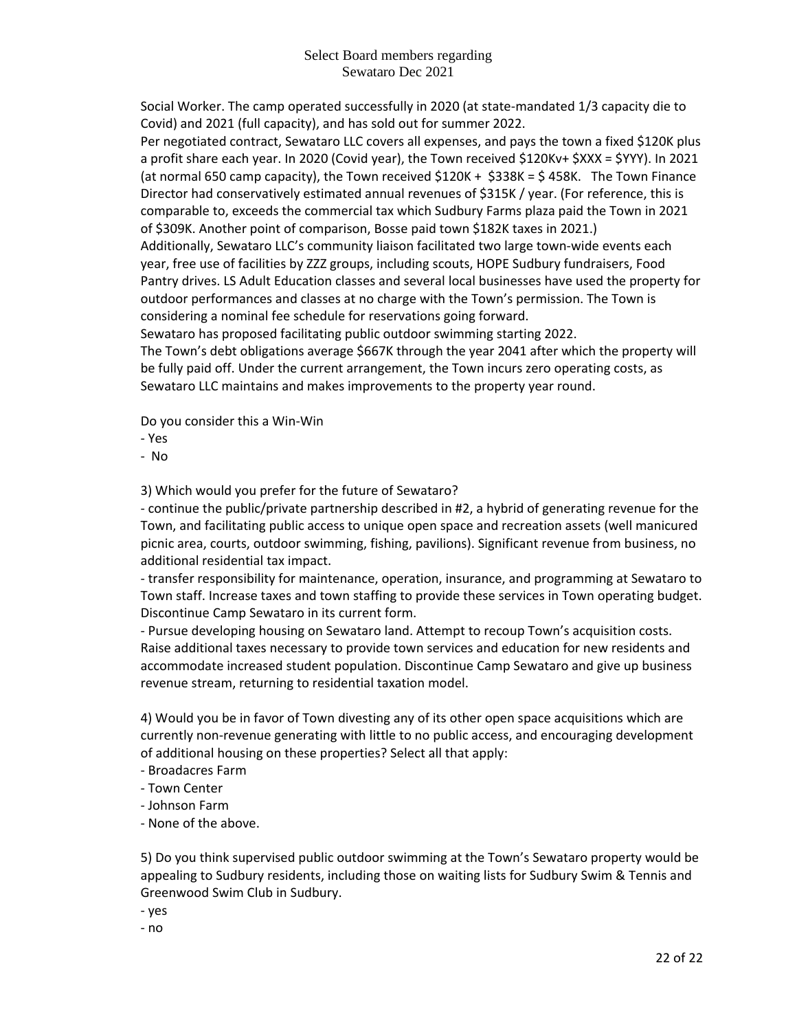Social Worker. The camp operated successfully in 2020 (at state-mandated 1/3 capacity die to Covid) and 2021 (full capacity), and has sold out for summer 2022.

Per negotiated contract, Sewataro LLC covers all expenses, and pays the town a fixed $120K plus a profit share each year. In 2020 (Covid year), the Town received $120Kv+ $XXX = $YYY). In 2021 (at normal 650 camp capacity), the Town received $120K + $338K = $ 458K. The Town Finance Director had conservatively estimated annual revenues of $315K / year. (For reference, this is comparable to, exceeds the commercial tax which Sudbury Farms plaza paid the Town in 2021 of $309K. Another point of comparison, Bosse paid town $182K taxes in 2021.)

Additionally, Sewataro LLC's community liaison facilitated two large town-wide events each year, free use of facilities by ZZZ groups, including scouts, HOPE Sudbury fundraisers, Food Pantry drives. LS Adult Education classes and several local businesses have used the property for outdoor performances and classes at no charge with the Town's permission. The Town is considering a nominal fee schedule for reservations going forward.

Sewataro has proposed facilitating public outdoor swimming starting 2022.

The Town's debt obligations average $667K through the year 2041 after which the property will be fully paid off. Under the current arrangement, the Town incurs zero operating costs, as Sewataro LLC maintains and makes improvements to the property year round.

Do you consider this a Win-Win

- Yes
- No

3) Which would you prefer for the future of Sewataro?

- continue the public/private partnership described in #2, a hybrid of generating revenue for the Town, and facilitating public access to unique open space and recreation assets (well manicured picnic area, courts, outdoor swimming, fishing, pavilions). Significant revenue from business, no additional residential tax impact.
- transfer responsibility for maintenance, operation, insurance, and programming at Sewataro to Town staff. Increase taxes and town staffing to provide these services in Town operating budget. Discontinue Camp Sewataro in its current form.
- Pursue developing housing on Sewataro land. Attempt to recoup Town's acquisition costs. Raise additional taxes necessary to provide town services and education for new residents and accommodate increased student population. Discontinue Camp Sewataro and give up business revenue stream, returning to residential taxation model.

4) Would you be in favor of Town divesting any of its other open space acquisitions which are currently non-revenue generating with little to no public access, and encouraging development of additional housing on these properties? Select all that apply:

- Broadacres Farm
- Town Center
- Johnson Farm
- None of the above.

5) Do you think supervised public outdoor swimming at the Town's Sewataro property would be appealing to Sudbury residents, including those on waiting lists for Sudbury Swim & Tennis and Greenwood Swim Club in Sudbury.

- yes
- no